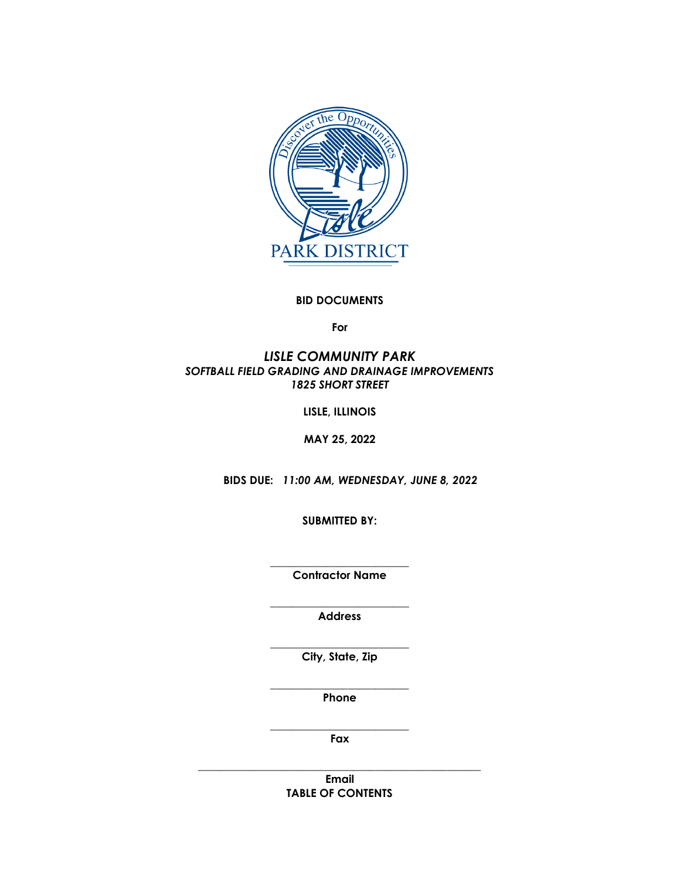Discover the Opportunities

Lisle

PARK DISTRICT

**BID DOCUMENTS**

**For**

***LISLE COMMUNITY PARK***

***SOFTBALL FIELD GRADING AND DRAINAGE IMPROVEMENTS***

***1825 SHORT STREET***

**LISLE, ILLINOIS**

**MAY 25, 2022**

**BIDS DUE:** ***11:00 AM, WEDNESDAY, JUNE 8, 2022***

**SUBMITTED BY:**

\_\_\_\_\_\_\_\_\_\_\_\_\_\_\_\_\_\_\_\_\_\_\_\_\_\_\_

**Contractor Name**

\_\_\_\_\_\_\_\_\_\_\_\_\_\_\_\_\_\_\_\_\_\_\_\_\_\_\_

**Address**

\_\_\_\_\_\_\_\_\_\_\_\_\_\_\_\_\_\_\_\_\_\_\_\_\_\_\_

**City, State, Zip**

\_\_\_\_\_\_\_\_\_\_\_\_\_\_\_\_\_\_\_\_\_\_\_\_\_\_\_

**Phone**

\_\_\_\_\_\_\_\_\_\_\_\_\_\_\_\_\_\_\_\_\_\_\_\_\_\_\_

**Fax**

\_\_\_\_\_\_\_\_\_\_\_\_\_\_\_\_\_\_\_\_\_\_\_\_\_\_\_\_\_\_\_\_\_\_\_\_\_\_\_\_\_\_\_\_\_\_\_\_\_\_\_\_

**Email**

**TABLE OF CONTENTS**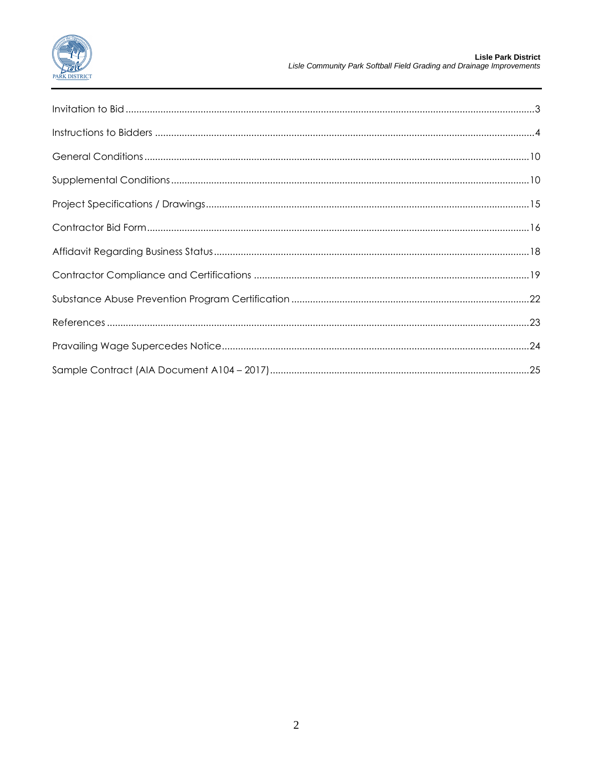Invitation to Bid ....................................................................................................................................................3

Instructions to Bidders ..........................................................................................................................................4

General Conditions..............................................................................................................................................10

Supplemental Conditions....................................................................................................................................10

Project Specifications / Drawings........................................................................................................................15

Contractor Bid Form.............................................................................................................................................16

Affidavit Regarding Business Status....................................................................................................................18

Contractor Compliance and Certifications ......................................................................................................19

Substance Abuse Prevention Program Certification .......................................................................................22

References ...........................................................................................................................................................23

Pravailing Wage Supercedes Notice..................................................................................................................24

Sample Contract (AIA Document A104 – 2017)................................................................................................25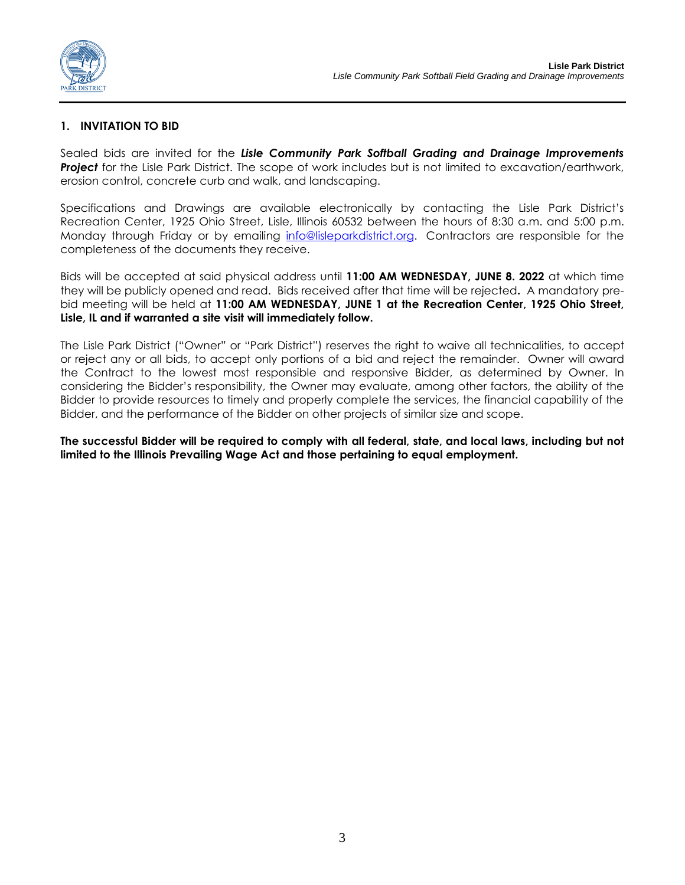## 1. INVITATION TO BID

Sealed bids are invited for the ***Lisle Community Park Softball Grading and Drainage Improvements Project*** for the Lisle Park District. The scope of work includes but is not limited to excavation/earthwork, erosion control, concrete curb and walk, and landscaping.

Specifications and Drawings are available electronically by contacting the Lisle Park District's Recreation Center, 1925 Ohio Street, Lisle, Illinois 60532 between the hours of 8:30 a.m. and 5:00 p.m. Monday through Friday or by emailing info@lisleparkdistrict.org. Contractors are responsible for the completeness of the documents they receive.

Bids will be accepted at said physical address until **11:00 AM WEDNESDAY, JUNE 8. 2022** at which time they will be publicly opened and read. Bids received after that time will be rejected**.** A mandatory pre-bid meeting will be held at **11:00 AM WEDNESDAY, JUNE 1 at the Recreation Center, 1925 Ohio Street, Lisle, IL and if warranted a site visit will immediately follow.**

The Lisle Park District ("Owner" or "Park District") reserves the right to waive all technicalities, to accept or reject any or all bids, to accept only portions of a bid and reject the remainder. Owner will award the Contract to the lowest most responsible and responsive Bidder, as determined by Owner. In considering the Bidder's responsibility, the Owner may evaluate, among other factors, the ability of the Bidder to provide resources to timely and properly complete the services, the financial capability of the Bidder, and the performance of the Bidder on other projects of similar size and scope.

**The successful Bidder will be required to comply with all federal, state, and local laws, including but not limited to the Illinois Prevailing Wage Act and those pertaining to equal employment.**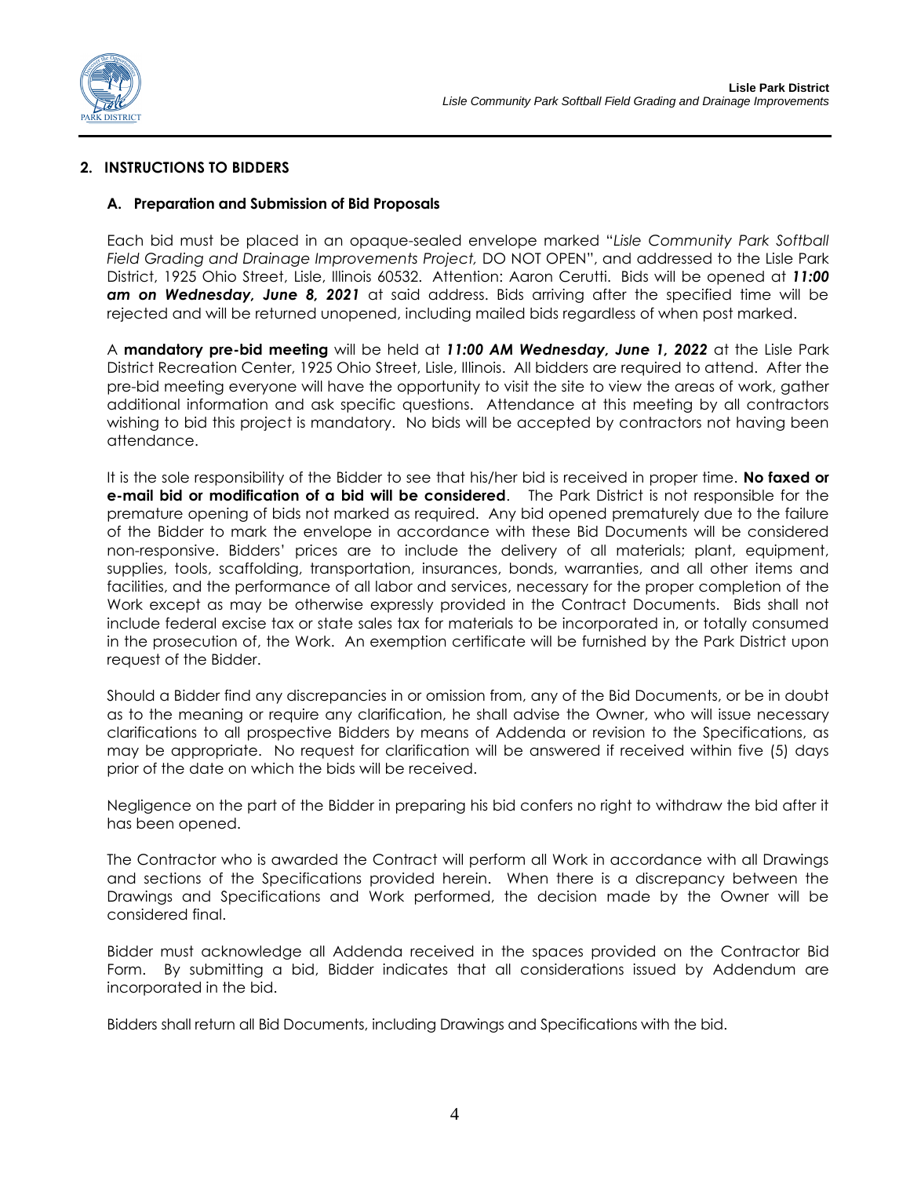## 2. INSTRUCTIONS TO BIDDERS

### A. Preparation and Submission of Bid Proposals

Each bid must be placed in an opaque-sealed envelope marked "*Lisle Community Park Softball Field Grading and Drainage Improvements Project,* DO NOT OPEN", and addressed to the Lisle Park District, 1925 Ohio Street, Lisle, Illinois 60532. Attention: Aaron Cerutti. Bids will be opened at ***11:00 am on Wednesday, June 8, 2021*** at said address. Bids arriving after the specified time will be rejected and will be returned unopened, including mailed bids regardless of when post marked.

A **mandatory pre-bid meeting** will be held at ***11:00 AM Wednesday, June 1, 2022*** at the Lisle Park District Recreation Center, 1925 Ohio Street, Lisle, Illinois. All bidders are required to attend. After the pre-bid meeting everyone will have the opportunity to visit the site to view the areas of work, gather additional information and ask specific questions. Attendance at this meeting by all contractors wishing to bid this project is mandatory. No bids will be accepted by contractors not having been attendance.

It is the sole responsibility of the Bidder to see that his/her bid is received in proper time. **No faxed or e-mail bid or modification of a bid will be considered**. The Park District is not responsible for the premature opening of bids not marked as required. Any bid opened prematurely due to the failure of the Bidder to mark the envelope in accordance with these Bid Documents will be considered non-responsive. Bidders' prices are to include the delivery of all materials; plant, equipment, supplies, tools, scaffolding, transportation, insurances, bonds, warranties, and all other items and facilities, and the performance of all labor and services, necessary for the proper completion of the Work except as may be otherwise expressly provided in the Contract Documents. Bids shall not include federal excise tax or state sales tax for materials to be incorporated in, or totally consumed in the prosecution of, the Work. An exemption certificate will be furnished by the Park District upon request of the Bidder.

Should a Bidder find any discrepancies in or omission from, any of the Bid Documents, or be in doubt as to the meaning or require any clarification, he shall advise the Owner, who will issue necessary clarifications to all prospective Bidders by means of Addenda or revision to the Specifications, as may be appropriate. No request for clarification will be answered if received within five (5) days prior of the date on which the bids will be received.

Negligence on the part of the Bidder in preparing his bid confers no right to withdraw the bid after it has been opened.

The Contractor who is awarded the Contract will perform all Work in accordance with all Drawings and sections of the Specifications provided herein. When there is a discrepancy between the Drawings and Specifications and Work performed, the decision made by the Owner will be considered final.

Bidder must acknowledge all Addenda received in the spaces provided on the Contractor Bid Form. By submitting a bid, Bidder indicates that all considerations issued by Addendum are incorporated in the bid.

Bidders shall return all Bid Documents, including Drawings and Specifications with the bid.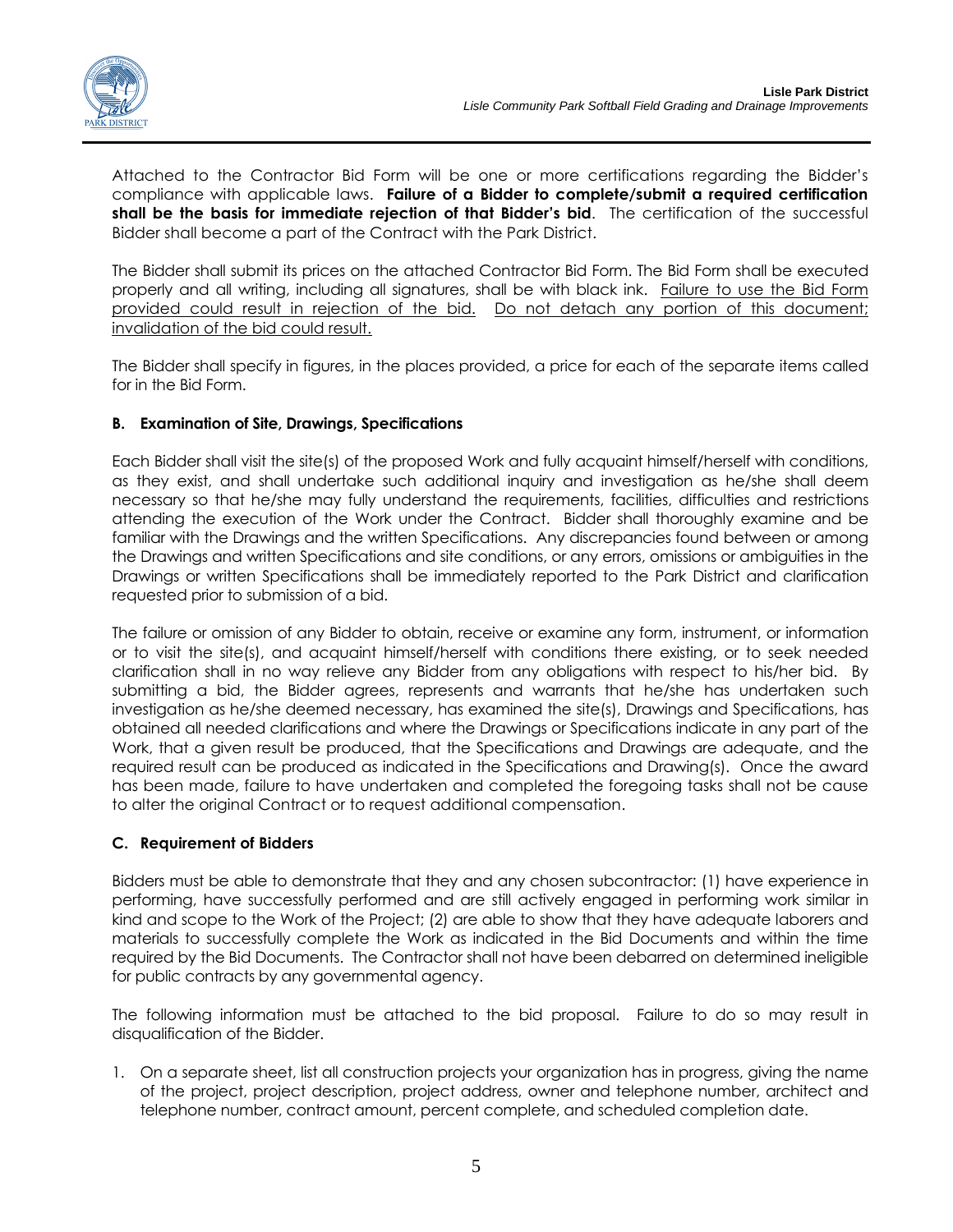Attached to the Contractor Bid Form will be one or more certifications regarding the Bidder's compliance with applicable laws. **Failure of a Bidder to complete/submit a required certification shall be the basis for immediate rejection of that Bidder's bid**. The certification of the successful Bidder shall become a part of the Contract with the Park District.

The Bidder shall submit its prices on the attached Contractor Bid Form. The Bid Form shall be executed properly and all writing, including all signatures, shall be with black ink. <u>Failure to use the Bid Form provided could result in rejection of the bid.</u> <u>Do not detach any portion of this document; invalidation of the bid could result.</u>

The Bidder shall specify in figures, in the places provided, a price for each of the separate items called for in the Bid Form.

### B. Examination of Site, Drawings, Specifications

Each Bidder shall visit the site(s) of the proposed Work and fully acquaint himself/herself with conditions, as they exist, and shall undertake such additional inquiry and investigation as he/she shall deem necessary so that he/she may fully understand the requirements, facilities, difficulties and restrictions attending the execution of the Work under the Contract. Bidder shall thoroughly examine and be familiar with the Drawings and the written Specifications. Any discrepancies found between or among the Drawings and written Specifications and site conditions, or any errors, omissions or ambiguities in the Drawings or written Specifications shall be immediately reported to the Park District and clarification requested prior to submission of a bid.

The failure or omission of any Bidder to obtain, receive or examine any form, instrument, or information or to visit the site(s), and acquaint himself/herself with conditions there existing, or to seek needed clarification shall in no way relieve any Bidder from any obligations with respect to his/her bid. By submitting a bid, the Bidder agrees, represents and warrants that he/she has undertaken such investigation as he/she deemed necessary, has examined the site(s), Drawings and Specifications, has obtained all needed clarifications and where the Drawings or Specifications indicate in any part of the Work, that a given result be produced, that the Specifications and Drawings are adequate, and the required result can be produced as indicated in the Specifications and Drawing(s). Once the award has been made, failure to have undertaken and completed the foregoing tasks shall not be cause to alter the original Contract or to request additional compensation.

### C. Requirement of Bidders

Bidders must be able to demonstrate that they and any chosen subcontractor: (1) have experience in performing, have successfully performed and are still actively engaged in performing work similar in kind and scope to the Work of the Project; (2) are able to show that they have adequate laborers and materials to successfully complete the Work as indicated in the Bid Documents and within the time required by the Bid Documents. The Contractor shall not have been debarred on determined ineligible for public contracts by any governmental agency.

The following information must be attached to the bid proposal. Failure to do so may result in disqualification of the Bidder.

1. On a separate sheet, list all construction projects your organization has in progress, giving the name of the project, project description, project address, owner and telephone number, architect and telephone number, contract amount, percent complete, and scheduled completion date.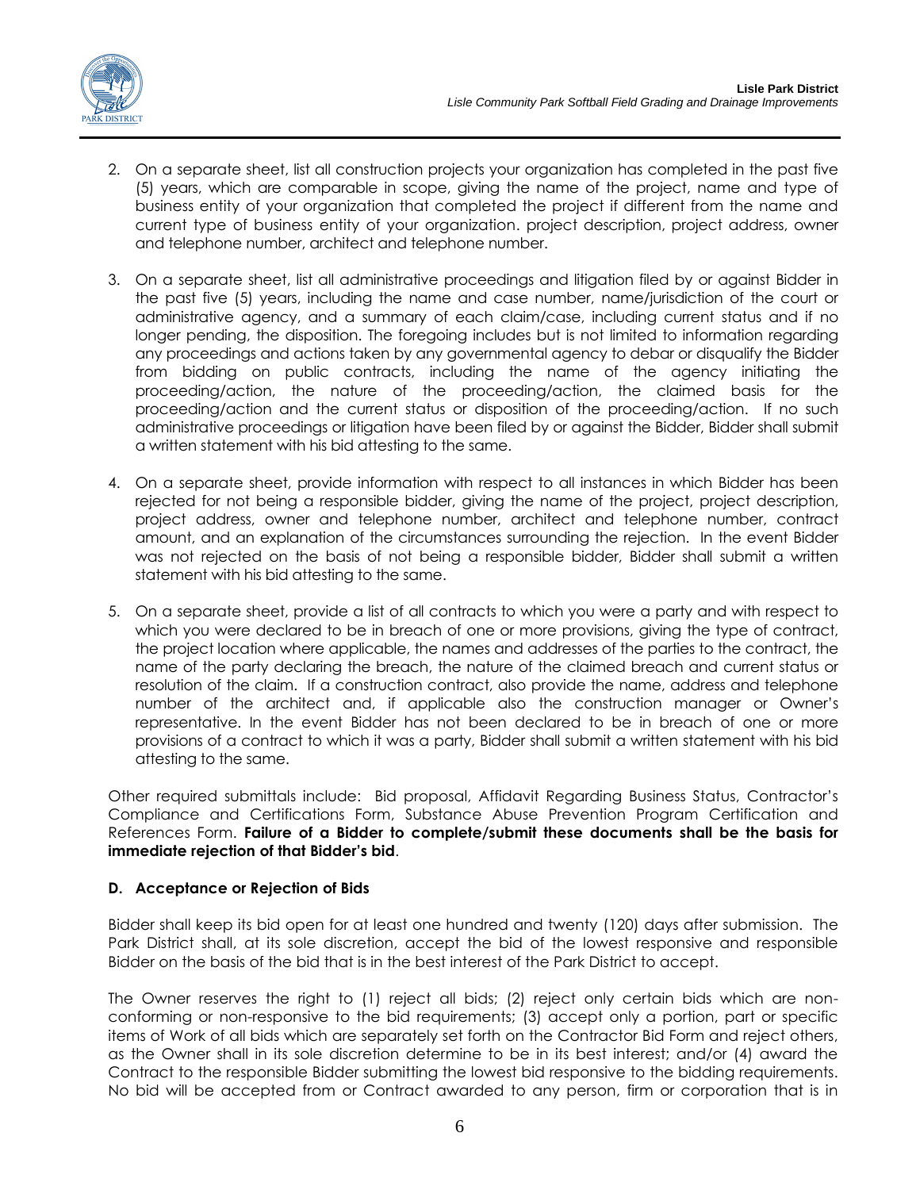2. On a separate sheet, list all construction projects your organization has completed in the past five (5) years, which are comparable in scope, giving the name of the project, name and type of business entity of your organization that completed the project if different from the name and current type of business entity of your organization. project description, project address, owner and telephone number, architect and telephone number.

3. On a separate sheet, list all administrative proceedings and litigation filed by or against Bidder in the past five (5) years, including the name and case number, name/jurisdiction of the court or administrative agency, and a summary of each claim/case, including current status and if no longer pending, the disposition. The foregoing includes but is not limited to information regarding any proceedings and actions taken by any governmental agency to debar or disqualify the Bidder from bidding on public contracts, including the name of the agency initiating the proceeding/action, the nature of the proceeding/action, the claimed basis for the proceeding/action and the current status or disposition of the proceeding/action. If no such administrative proceedings or litigation have been filed by or against the Bidder, Bidder shall submit a written statement with his bid attesting to the same.

4. On a separate sheet, provide information with respect to all instances in which Bidder has been rejected for not being a responsible bidder, giving the name of the project, project description, project address, owner and telephone number, architect and telephone number, contract amount, and an explanation of the circumstances surrounding the rejection. In the event Bidder was not rejected on the basis of not being a responsible bidder, Bidder shall submit a written statement with his bid attesting to the same.

5. On a separate sheet, provide a list of all contracts to which you were a party and with respect to which you were declared to be in breach of one or more provisions, giving the type of contract, the project location where applicable, the names and addresses of the parties to the contract, the name of the party declaring the breach, the nature of the claimed breach and current status or resolution of the claim. If a construction contract, also provide the name, address and telephone number of the architect and, if applicable also the construction manager or Owner's representative. In the event Bidder has not been declared to be in breach of one or more provisions of a contract to which it was a party, Bidder shall submit a written statement with his bid attesting to the same.

Other required submittals include: Bid proposal, Affidavit Regarding Business Status, Contractor's Compliance and Certifications Form, Substance Abuse Prevention Program Certification and References Form. **Failure of a Bidder to complete/submit these documents shall be the basis for immediate rejection of that Bidder's bid**.

### D. Acceptance or Rejection of Bids

Bidder shall keep its bid open for at least one hundred and twenty (120) days after submission. The Park District shall, at its sole discretion, accept the bid of the lowest responsive and responsible Bidder on the basis of the bid that is in the best interest of the Park District to accept.

The Owner reserves the right to (1) reject all bids; (2) reject only certain bids which are non-conforming or non-responsive to the bid requirements; (3) accept only a portion, part or specific items of Work of all bids which are separately set forth on the Contractor Bid Form and reject others, as the Owner shall in its sole discretion determine to be in its best interest; and/or (4) award the Contract to the responsible Bidder submitting the lowest bid responsive to the bidding requirements. No bid will be accepted from or Contract awarded to any person, firm or corporation that is in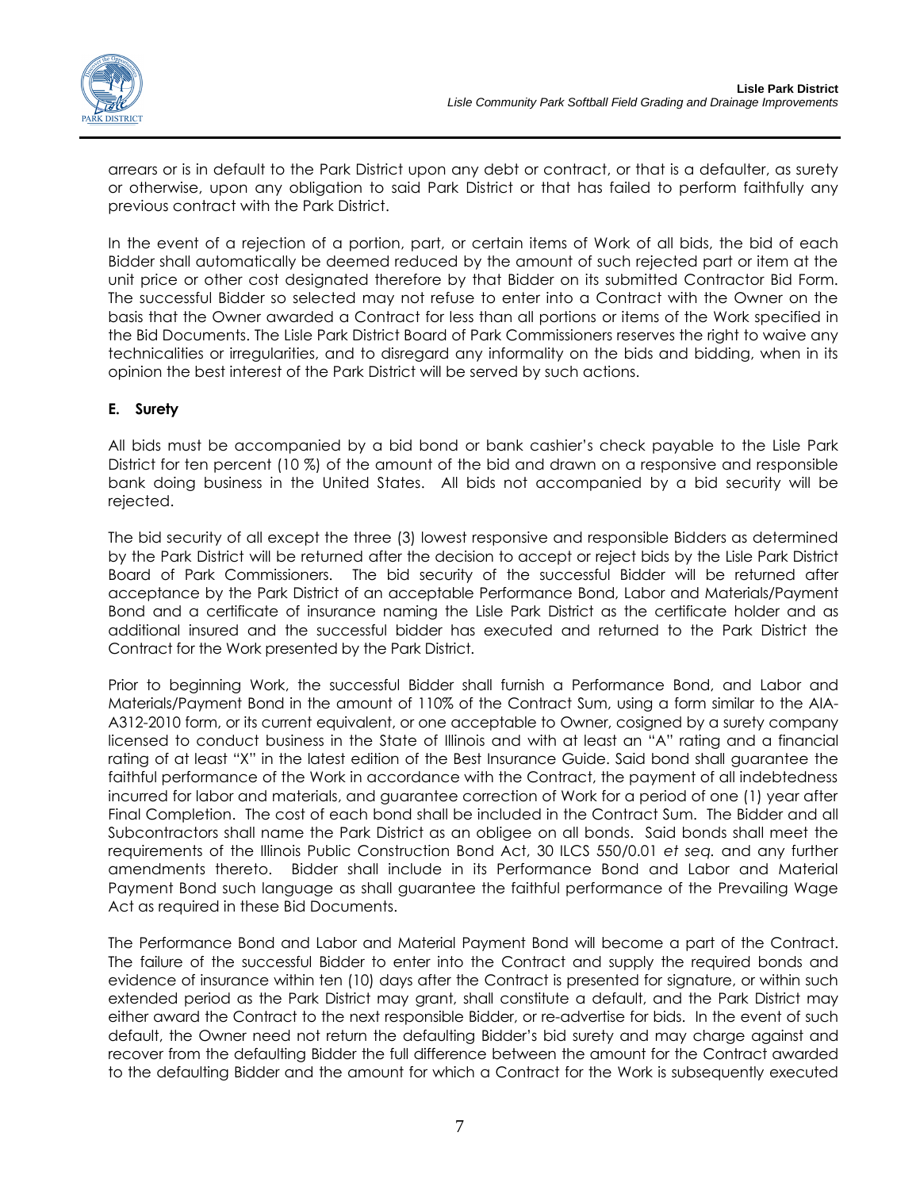arrears or is in default to the Park District upon any debt or contract, or that is a defaulter, as surety or otherwise, upon any obligation to said Park District or that has failed to perform faithfully any previous contract with the Park District.

In the event of a rejection of a portion, part, or certain items of Work of all bids, the bid of each Bidder shall automatically be deemed reduced by the amount of such rejected part or item at the unit price or other cost designated therefore by that Bidder on its submitted Contractor Bid Form. The successful Bidder so selected may not refuse to enter into a Contract with the Owner on the basis that the Owner awarded a Contract for less than all portions or items of the Work specified in the Bid Documents. The Lisle Park District Board of Park Commissioners reserves the right to waive any technicalities or irregularities, and to disregard any informality on the bids and bidding, when in its opinion the best interest of the Park District will be served by such actions.

**E. Surety**

All bids must be accompanied by a bid bond or bank cashier's check payable to the Lisle Park District for ten percent (10 %) of the amount of the bid and drawn on a responsive and responsible bank doing business in the United States. All bids not accompanied by a bid security will be rejected.

The bid security of all except the three (3) lowest responsive and responsible Bidders as determined by the Park District will be returned after the decision to accept or reject bids by the Lisle Park District Board of Park Commissioners. The bid security of the successful Bidder will be returned after acceptance by the Park District of an acceptable Performance Bond, Labor and Materials/Payment Bond and a certificate of insurance naming the Lisle Park District as the certificate holder and as additional insured and the successful bidder has executed and returned to the Park District the Contract for the Work presented by the Park District.

Prior to beginning Work, the successful Bidder shall furnish a Performance Bond, and Labor and Materials/Payment Bond in the amount of 110% of the Contract Sum, using a form similar to the AIA-A312-2010 form, or its current equivalent, or one acceptable to Owner, cosigned by a surety company licensed to conduct business in the State of Illinois and with at least an "A" rating and a financial rating of at least "X" in the latest edition of the Best Insurance Guide. Said bond shall guarantee the faithful performance of the Work in accordance with the Contract, the payment of all indebtedness incurred for labor and materials, and guarantee correction of Work for a period of one (1) year after Final Completion. The cost of each bond shall be included in the Contract Sum. The Bidder and all Subcontractors shall name the Park District as an obligee on all bonds. Said bonds shall meet the requirements of the Illinois Public Construction Bond Act, 30 ILCS 550/0.01 *et seq.* and any further amendments thereto. Bidder shall include in its Performance Bond and Labor and Material Payment Bond such language as shall guarantee the faithful performance of the Prevailing Wage Act as required in these Bid Documents.

The Performance Bond and Labor and Material Payment Bond will become a part of the Contract. The failure of the successful Bidder to enter into the Contract and supply the required bonds and evidence of insurance within ten (10) days after the Contract is presented for signature, or within such extended period as the Park District may grant, shall constitute a default, and the Park District may either award the Contract to the next responsible Bidder, or re-advertise for bids. In the event of such default, the Owner need not return the defaulting Bidder's bid surety and may charge against and recover from the defaulting Bidder the full difference between the amount for the Contract awarded to the defaulting Bidder and the amount for which a Contract for the Work is subsequently executed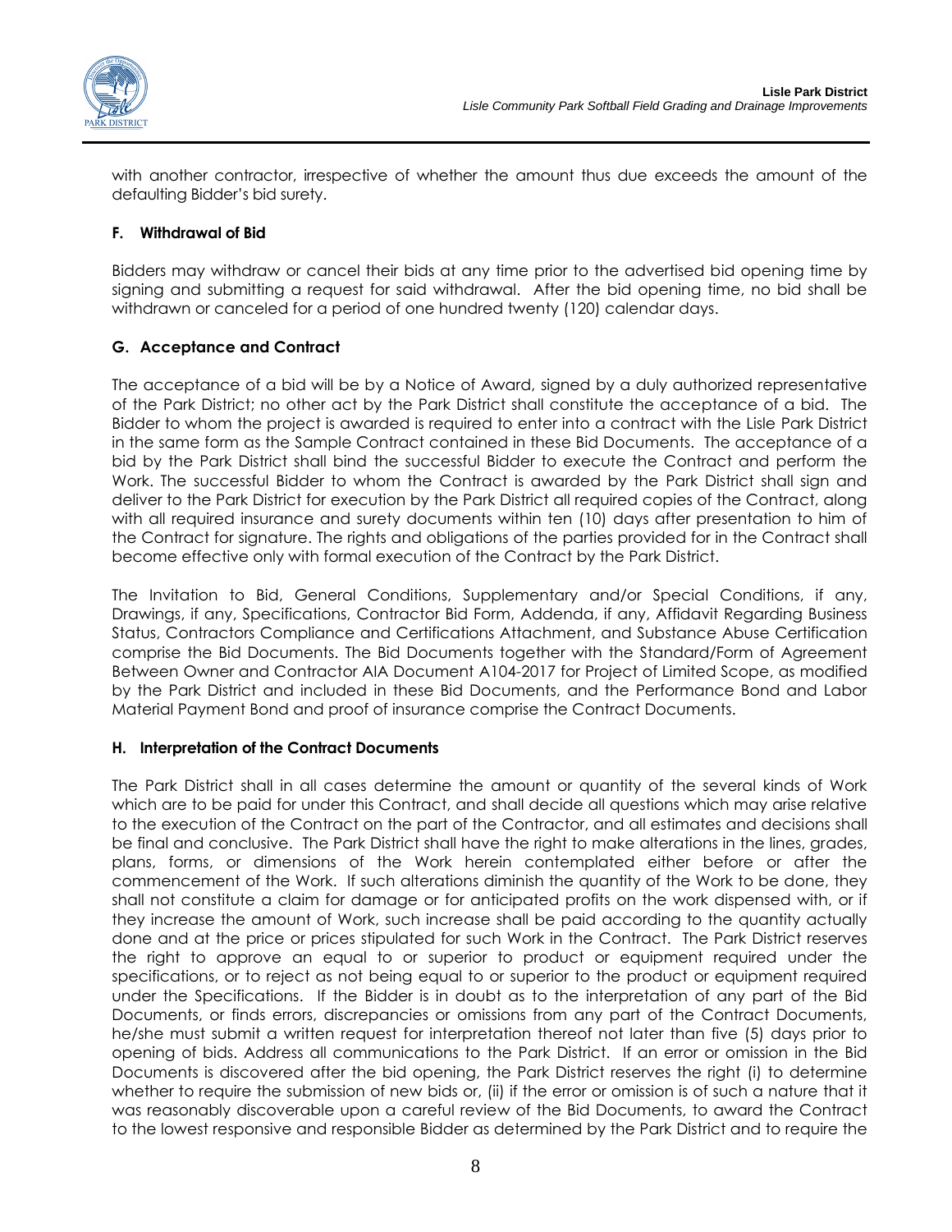with another contractor, irrespective of whether the amount thus due exceeds the amount of the defaulting Bidder's bid surety.

### F. Withdrawal of Bid

Bidders may withdraw or cancel their bids at any time prior to the advertised bid opening time by signing and submitting a request for said withdrawal. After the bid opening time, no bid shall be withdrawn or canceled for a period of one hundred twenty (120) calendar days.

### G. Acceptance and Contract

The acceptance of a bid will be by a Notice of Award, signed by a duly authorized representative of the Park District; no other act by the Park District shall constitute the acceptance of a bid. The Bidder to whom the project is awarded is required to enter into a contract with the Lisle Park District in the same form as the Sample Contract contained in these Bid Documents. The acceptance of a bid by the Park District shall bind the successful Bidder to execute the Contract and perform the Work. The successful Bidder to whom the Contract is awarded by the Park District shall sign and deliver to the Park District for execution by the Park District all required copies of the Contract, along with all required insurance and surety documents within ten (10) days after presentation to him of the Contract for signature. The rights and obligations of the parties provided for in the Contract shall become effective only with formal execution of the Contract by the Park District.

The Invitation to Bid, General Conditions, Supplementary and/or Special Conditions, if any, Drawings, if any, Specifications, Contractor Bid Form, Addenda, if any, Affidavit Regarding Business Status, Contractors Compliance and Certifications Attachment, and Substance Abuse Certification comprise the Bid Documents. The Bid Documents together with the Standard/Form of Agreement Between Owner and Contractor AIA Document A104-2017 for Project of Limited Scope, as modified by the Park District and included in these Bid Documents, and the Performance Bond and Labor Material Payment Bond and proof of insurance comprise the Contract Documents.

### H. Interpretation of the Contract Documents

The Park District shall in all cases determine the amount or quantity of the several kinds of Work which are to be paid for under this Contract, and shall decide all questions which may arise relative to the execution of the Contract on the part of the Contractor, and all estimates and decisions shall be final and conclusive. The Park District shall have the right to make alterations in the lines, grades, plans, forms, or dimensions of the Work herein contemplated either before or after the commencement of the Work. If such alterations diminish the quantity of the Work to be done, they shall not constitute a claim for damage or for anticipated profits on the work dispensed with, or if they increase the amount of Work, such increase shall be paid according to the quantity actually done and at the price or prices stipulated for such Work in the Contract. The Park District reserves the right to approve an equal to or superior to product or equipment required under the specifications, or to reject as not being equal to or superior to the product or equipment required under the Specifications. If the Bidder is in doubt as to the interpretation of any part of the Bid Documents, or finds errors, discrepancies or omissions from any part of the Contract Documents, he/she must submit a written request for interpretation thereof not later than five (5) days prior to opening of bids. Address all communications to the Park District. If an error or omission in the Bid Documents is discovered after the bid opening, the Park District reserves the right (i) to determine whether to require the submission of new bids or, (ii) if the error or omission is of such a nature that it was reasonably discoverable upon a careful review of the Bid Documents, to award the Contract to the lowest responsive and responsible Bidder as determined by the Park District and to require the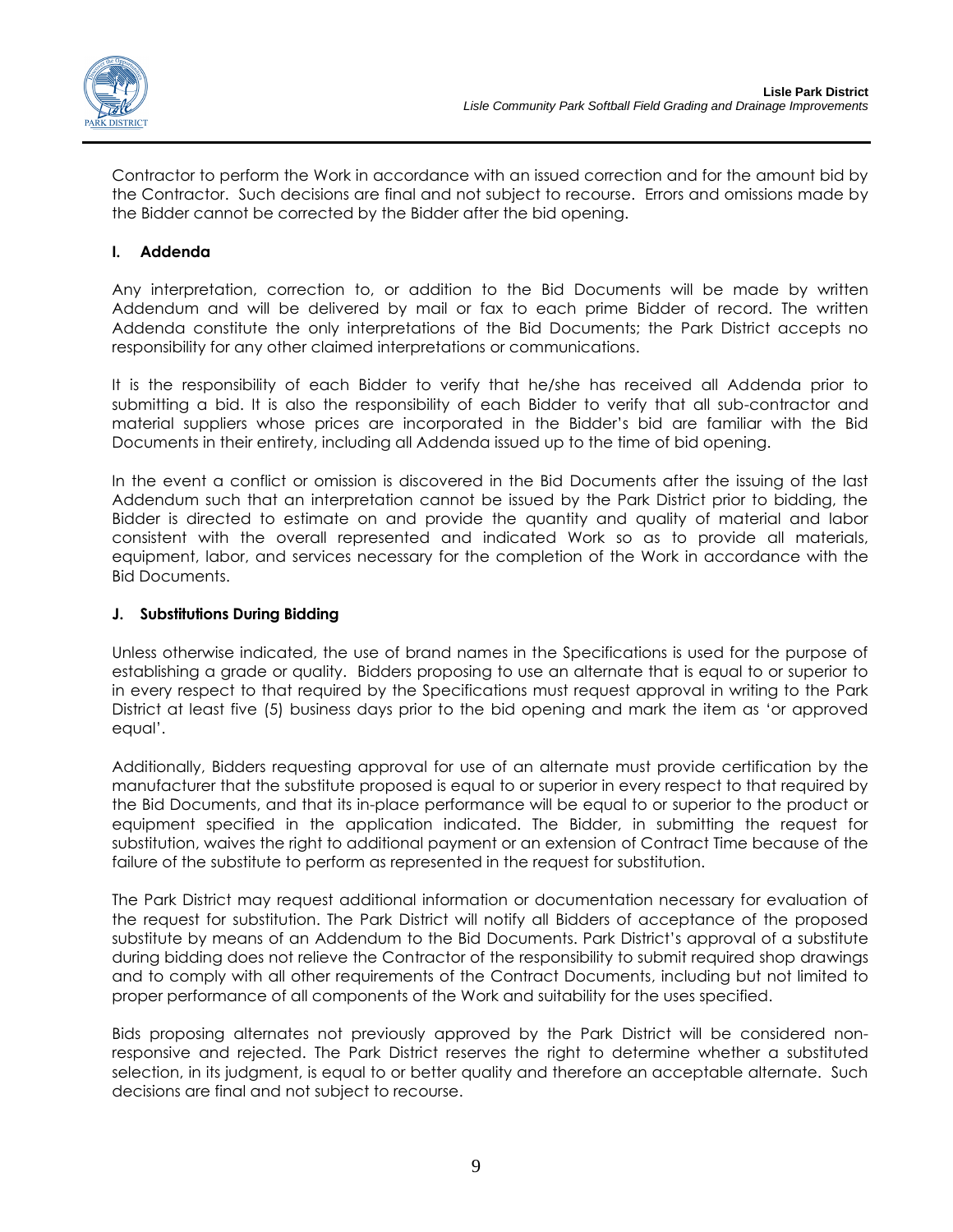Contractor to perform the Work in accordance with an issued correction and for the amount bid by the Contractor. Such decisions are final and not subject to recourse. Errors and omissions made by the Bidder cannot be corrected by the Bidder after the bid opening.

### I. Addenda

Any interpretation, correction to, or addition to the Bid Documents will be made by written Addendum and will be delivered by mail or fax to each prime Bidder of record. The written Addenda constitute the only interpretations of the Bid Documents; the Park District accepts no responsibility for any other claimed interpretations or communications.

It is the responsibility of each Bidder to verify that he/she has received all Addenda prior to submitting a bid. It is also the responsibility of each Bidder to verify that all sub-contractor and material suppliers whose prices are incorporated in the Bidder's bid are familiar with the Bid Documents in their entirety, including all Addenda issued up to the time of bid opening.

In the event a conflict or omission is discovered in the Bid Documents after the issuing of the last Addendum such that an interpretation cannot be issued by the Park District prior to bidding, the Bidder is directed to estimate on and provide the quantity and quality of material and labor consistent with the overall represented and indicated Work so as to provide all materials, equipment, labor, and services necessary for the completion of the Work in accordance with the Bid Documents.

### J. Substitutions During Bidding

Unless otherwise indicated, the use of brand names in the Specifications is used for the purpose of establishing a grade or quality. Bidders proposing to use an alternate that is equal to or superior to in every respect to that required by the Specifications must request approval in writing to the Park District at least five (5) business days prior to the bid opening and mark the item as 'or approved equal'.

Additionally, Bidders requesting approval for use of an alternate must provide certification by the manufacturer that the substitute proposed is equal to or superior in every respect to that required by the Bid Documents, and that its in-place performance will be equal to or superior to the product or equipment specified in the application indicated. The Bidder, in submitting the request for substitution, waives the right to additional payment or an extension of Contract Time because of the failure of the substitute to perform as represented in the request for substitution.

The Park District may request additional information or documentation necessary for evaluation of the request for substitution. The Park District will notify all Bidders of acceptance of the proposed substitute by means of an Addendum to the Bid Documents. Park District's approval of a substitute during bidding does not relieve the Contractor of the responsibility to submit required shop drawings and to comply with all other requirements of the Contract Documents, including but not limited to proper performance of all components of the Work and suitability for the uses specified.

Bids proposing alternates not previously approved by the Park District will be considered non-responsive and rejected. The Park District reserves the right to determine whether a substituted selection, in its judgment, is equal to or better quality and therefore an acceptable alternate. Such decisions are final and not subject to recourse.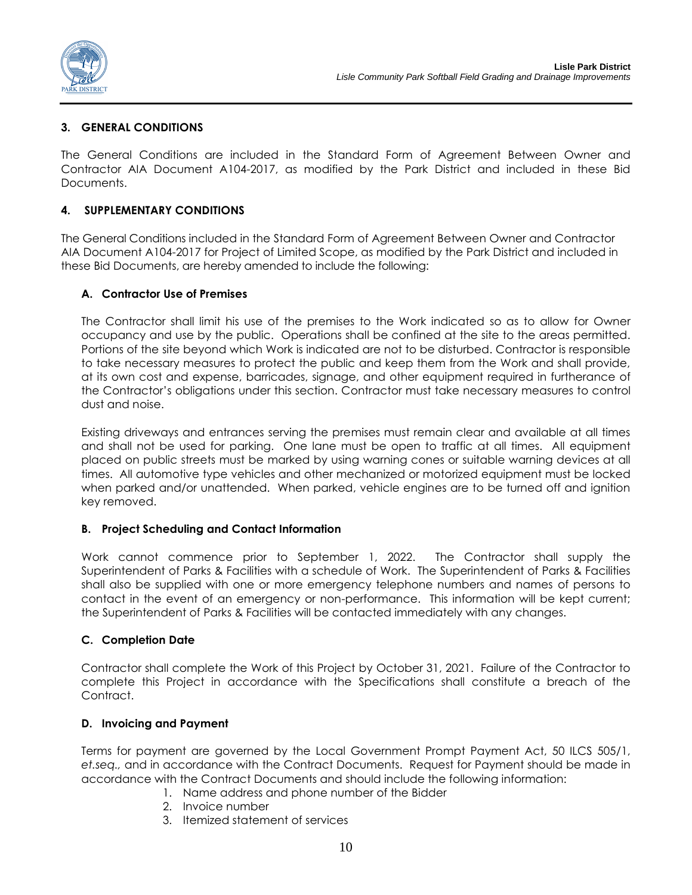## 3. GENERAL CONDITIONS

The General Conditions are included in the Standard Form of Agreement Between Owner and Contractor AIA Document A104-2017, as modified by the Park District and included in these Bid Documents.

## 4. SUPPLEMENTARY CONDITIONS

The General Conditions included in the Standard Form of Agreement Between Owner and Contractor AIA Document A104-2017 for Project of Limited Scope, as modified by the Park District and included in these Bid Documents, are hereby amended to include the following:

### A. Contractor Use of Premises

The Contractor shall limit his use of the premises to the Work indicated so as to allow for Owner occupancy and use by the public. Operations shall be confined at the site to the areas permitted. Portions of the site beyond which Work is indicated are not to be disturbed. Contractor is responsible to take necessary measures to protect the public and keep them from the Work and shall provide, at its own cost and expense, barricades, signage, and other equipment required in furtherance of the Contractor's obligations under this section. Contractor must take necessary measures to control dust and noise.

Existing driveways and entrances serving the premises must remain clear and available at all times and shall not be used for parking. One lane must be open to traffic at all times. All equipment placed on public streets must be marked by using warning cones or suitable warning devices at all times. All automotive type vehicles and other mechanized or motorized equipment must be locked when parked and/or unattended. When parked, vehicle engines are to be turned off and ignition key removed.

### B. Project Scheduling and Contact Information

Work cannot commence prior to September 1, 2022. The Contractor shall supply the Superintendent of Parks & Facilities with a schedule of Work. The Superintendent of Parks & Facilities shall also be supplied with one or more emergency telephone numbers and names of persons to contact in the event of an emergency or non-performance. This information will be kept current; the Superintendent of Parks & Facilities will be contacted immediately with any changes.

### C. Completion Date

Contractor shall complete the Work of this Project by October 31, 2021. Failure of the Contractor to complete this Project in accordance with the Specifications shall constitute a breach of the Contract.

### D. Invoicing and Payment

Terms for payment are governed by the Local Government Prompt Payment Act, 50 ILCS 505/1, *et.seq.,* and in accordance with the Contract Documents. Request for Payment should be made in accordance with the Contract Documents and should include the following information:

1. Name address and phone number of the Bidder
2. Invoice number
3. Itemized statement of services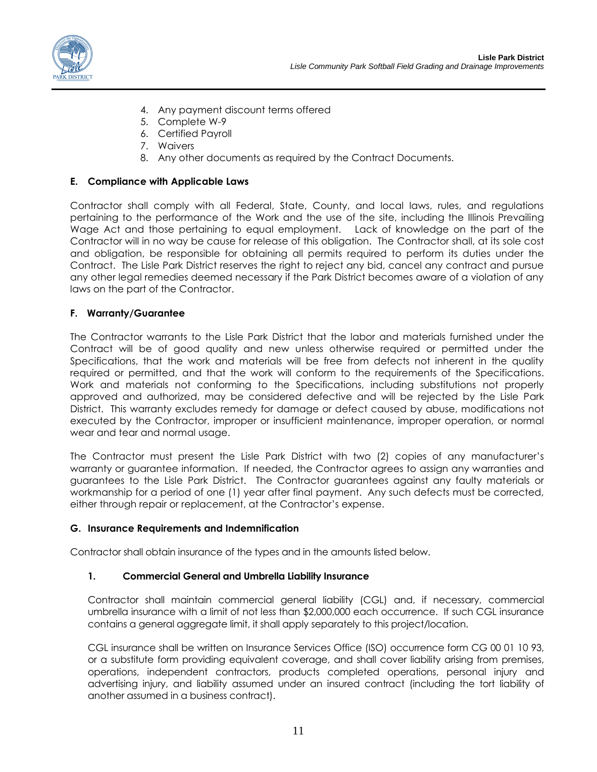4. Any payment discount terms offered
5. Complete W-9
6. Certified Payroll
7. Waivers
8. Any other documents as required by the Contract Documents.

### E. Compliance with Applicable Laws

Contractor shall comply with all Federal, State, County, and local laws, rules, and regulations pertaining to the performance of the Work and the use of the site, including the Illinois Prevailing Wage Act and those pertaining to equal employment. Lack of knowledge on the part of the Contractor will in no way be cause for release of this obligation. The Contractor shall, at its sole cost and obligation, be responsible for obtaining all permits required to perform its duties under the Contract. The Lisle Park District reserves the right to reject any bid, cancel any contract and pursue any other legal remedies deemed necessary if the Park District becomes aware of a violation of any laws on the part of the Contractor.

### F. Warranty/Guarantee

The Contractor warrants to the Lisle Park District that the labor and materials furnished under the Contract will be of good quality and new unless otherwise required or permitted under the Specifications, that the work and materials will be free from defects not inherent in the quality required or permitted, and that the work will conform to the requirements of the Specifications. Work and materials not conforming to the Specifications, including substitutions not properly approved and authorized, may be considered defective and will be rejected by the Lisle Park District. This warranty excludes remedy for damage or defect caused by abuse, modifications not executed by the Contractor, improper or insufficient maintenance, improper operation, or normal wear and tear and normal usage.

The Contractor must present the Lisle Park District with two (2) copies of any manufacturer's warranty or guarantee information. If needed, the Contractor agrees to assign any warranties and guarantees to the Lisle Park District. The Contractor guarantees against any faulty materials or workmanship for a period of one (1) year after final payment. Any such defects must be corrected, either through repair or replacement, at the Contractor's expense.

### G. Insurance Requirements and Indemnification

Contractor shall obtain insurance of the types and in the amounts listed below.

#### 1. Commercial General and Umbrella Liability Insurance

Contractor shall maintain commercial general liability (CGL) and, if necessary, commercial umbrella insurance with a limit of not less than $2,000,000 each occurrence. If such CGL insurance contains a general aggregate limit, it shall apply separately to this project/location.

CGL insurance shall be written on Insurance Services Office (ISO) occurrence form CG 00 01 10 93, or a substitute form providing equivalent coverage, and shall cover liability arising from premises, operations, independent contractors, products completed operations, personal injury and advertising injury, and liability assumed under an insured contract (including the tort liability of another assumed in a business contract).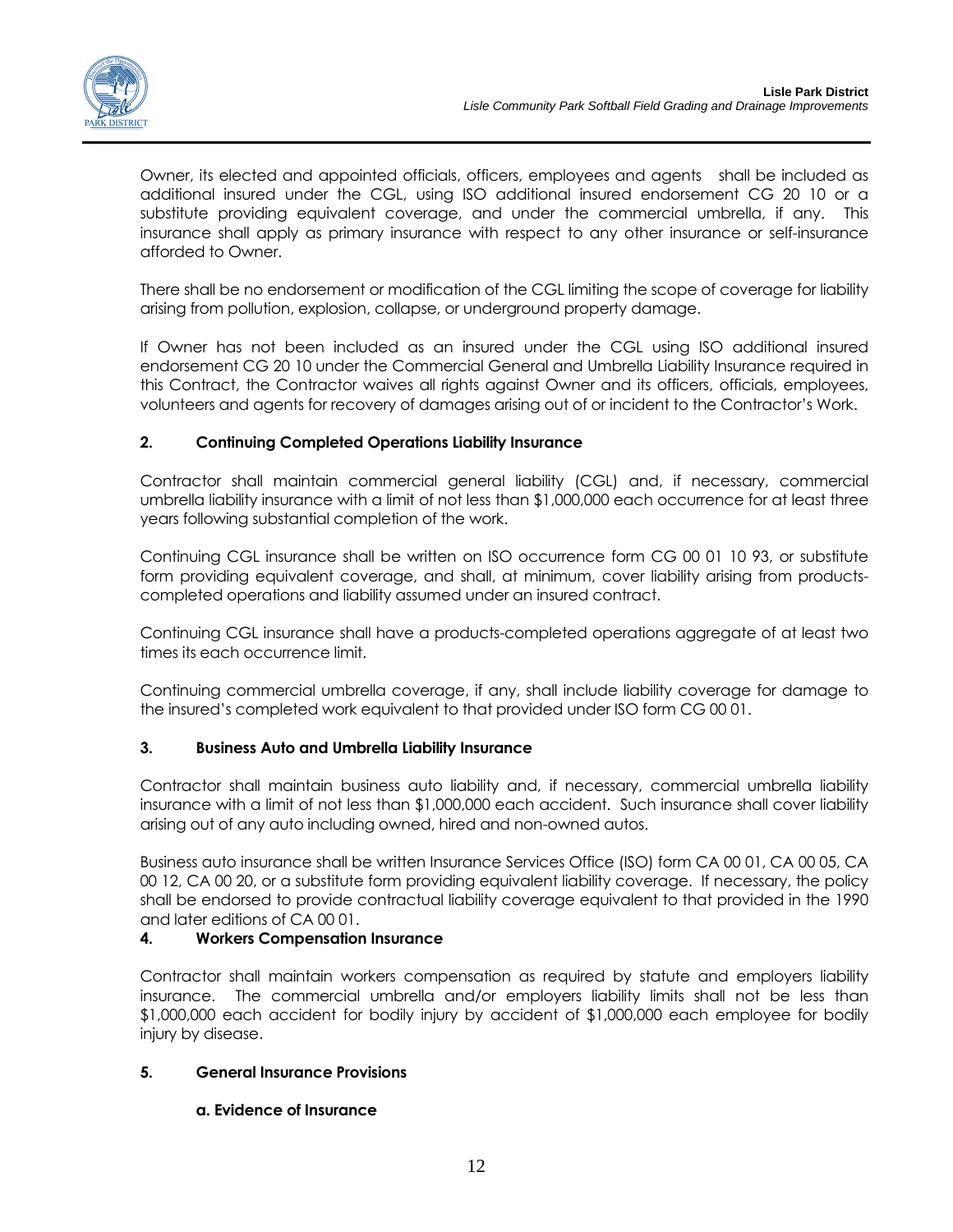Owner, its elected and appointed officials, officers, employees and agents shall be included as additional insured under the CGL, using ISO additional insured endorsement CG 20 10 or a substitute providing equivalent coverage, and under the commercial umbrella, if any. This insurance shall apply as primary insurance with respect to any other insurance or self-insurance afforded to Owner.

There shall be no endorsement or modification of the CGL limiting the scope of coverage for liability arising from pollution, explosion, collapse, or underground property damage.

If Owner has not been included as an insured under the CGL using ISO additional insured endorsement CG 20 10 under the Commercial General and Umbrella Liability Insurance required in this Contract, the Contractor waives all rights against Owner and its officers, officials, employees, volunteers and agents for recovery of damages arising out of or incident to the Contractor's Work.

### 2. Continuing Completed Operations Liability Insurance

Contractor shall maintain commercial general liability (CGL) and, if necessary, commercial umbrella liability insurance with a limit of not less than $1,000,000 each occurrence for at least three years following substantial completion of the work.

Continuing CGL insurance shall be written on ISO occurrence form CG 00 01 10 93, or substitute form providing equivalent coverage, and shall, at minimum, cover liability arising from products-completed operations and liability assumed under an insured contract.

Continuing CGL insurance shall have a products-completed operations aggregate of at least two times its each occurrence limit.

Continuing commercial umbrella coverage, if any, shall include liability coverage for damage to the insured's completed work equivalent to that provided under ISO form CG 00 01.

### 3. Business Auto and Umbrella Liability Insurance

Contractor shall maintain business auto liability and, if necessary, commercial umbrella liability insurance with a limit of not less than $1,000,000 each accident. Such insurance shall cover liability arising out of any auto including owned, hired and non-owned autos.

Business auto insurance shall be written Insurance Services Office (ISO) form CA 00 01, CA 00 05, CA 00 12, CA 00 20, or a substitute form providing equivalent liability coverage. If necessary, the policy shall be endorsed to provide contractual liability coverage equivalent to that provided in the 1990 and later editions of CA 00 01.

### 4. Workers Compensation Insurance

Contractor shall maintain workers compensation as required by statute and employers liability insurance. The commercial umbrella and/or employers liability limits shall not be less than $1,000,000 each accident for bodily injury by accident of $1,000,000 each employee for bodily injury by disease.

### 5. General Insurance Provisions

#### a. Evidence of Insurance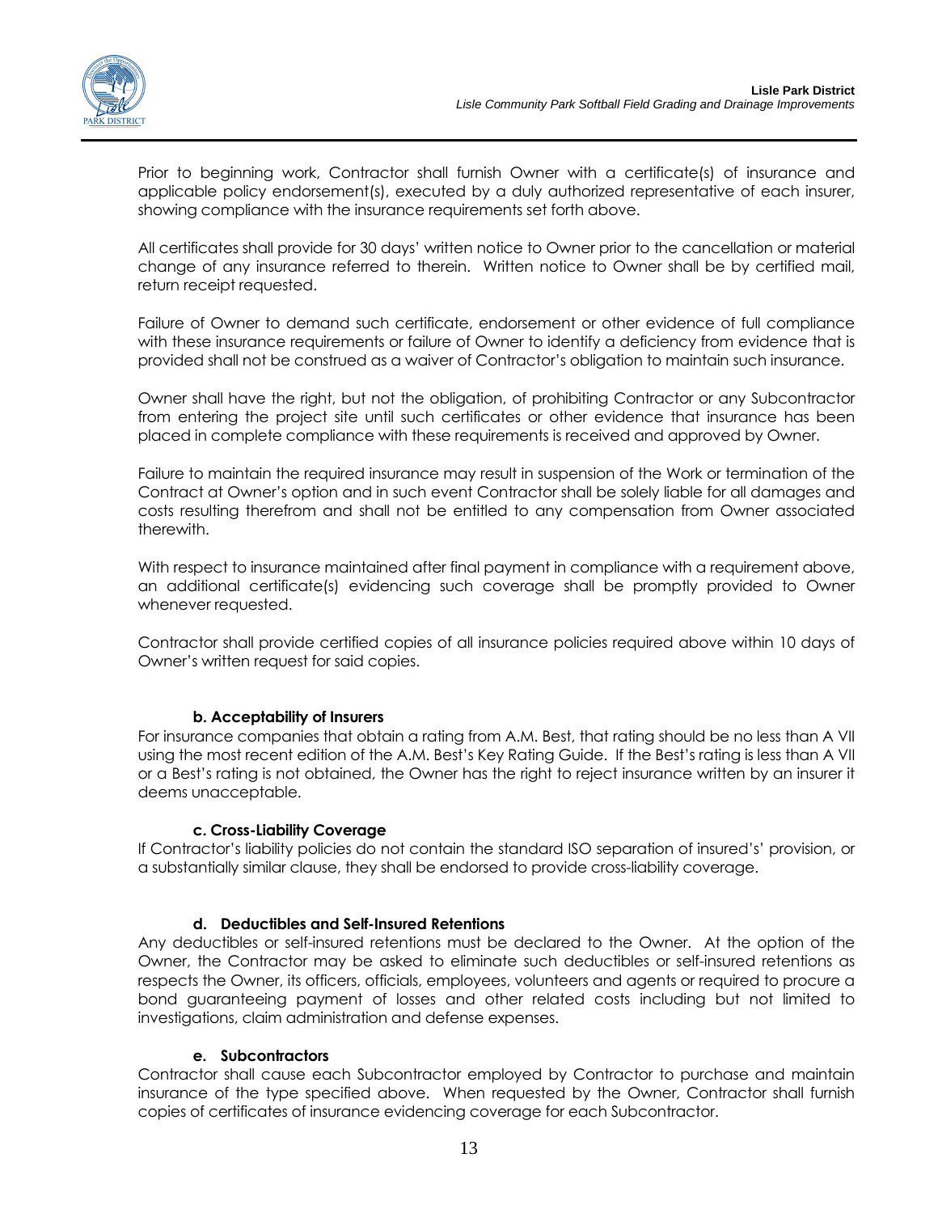Prior to beginning work, Contractor shall furnish Owner with a certificate(s) of insurance and applicable policy endorsement(s), executed by a duly authorized representative of each insurer, showing compliance with the insurance requirements set forth above.

All certificates shall provide for 30 days' written notice to Owner prior to the cancellation or material change of any insurance referred to therein. Written notice to Owner shall be by certified mail, return receipt requested.

Failure of Owner to demand such certificate, endorsement or other evidence of full compliance with these insurance requirements or failure of Owner to identify a deficiency from evidence that is provided shall not be construed as a waiver of Contractor's obligation to maintain such insurance.

Owner shall have the right, but not the obligation, of prohibiting Contractor or any Subcontractor from entering the project site until such certificates or other evidence that insurance has been placed in complete compliance with these requirements is received and approved by Owner.

Failure to maintain the required insurance may result in suspension of the Work or termination of the Contract at Owner's option and in such event Contractor shall be solely liable for all damages and costs resulting therefrom and shall not be entitled to any compensation from Owner associated therewith.

With respect to insurance maintained after final payment in compliance with a requirement above, an additional certificate(s) evidencing such coverage shall be promptly provided to Owner whenever requested.

Contractor shall provide certified copies of all insurance policies required above within 10 days of Owner's written request for said copies.

**b. Acceptability of Insurers**

For insurance companies that obtain a rating from A.M. Best, that rating should be no less than A VII using the most recent edition of the A.M. Best's Key Rating Guide. If the Best's rating is less than A VII or a Best's rating is not obtained, the Owner has the right to reject insurance written by an insurer it deems unacceptable.

**c. Cross-Liability Coverage**

If Contractor's liability policies do not contain the standard ISO separation of insured's' provision, or a substantially similar clause, they shall be endorsed to provide cross-liability coverage.

**d. Deductibles and Self-Insured Retentions**

Any deductibles or self-insured retentions must be declared to the Owner. At the option of the Owner, the Contractor may be asked to eliminate such deductibles or self-insured retentions as respects the Owner, its officers, officials, employees, volunteers and agents or required to procure a bond guaranteeing payment of losses and other related costs including but not limited to investigations, claim administration and defense expenses.

**e. Subcontractors**

Contractor shall cause each Subcontractor employed by Contractor to purchase and maintain insurance of the type specified above. When requested by the Owner, Contractor shall furnish copies of certificates of insurance evidencing coverage for each Subcontractor.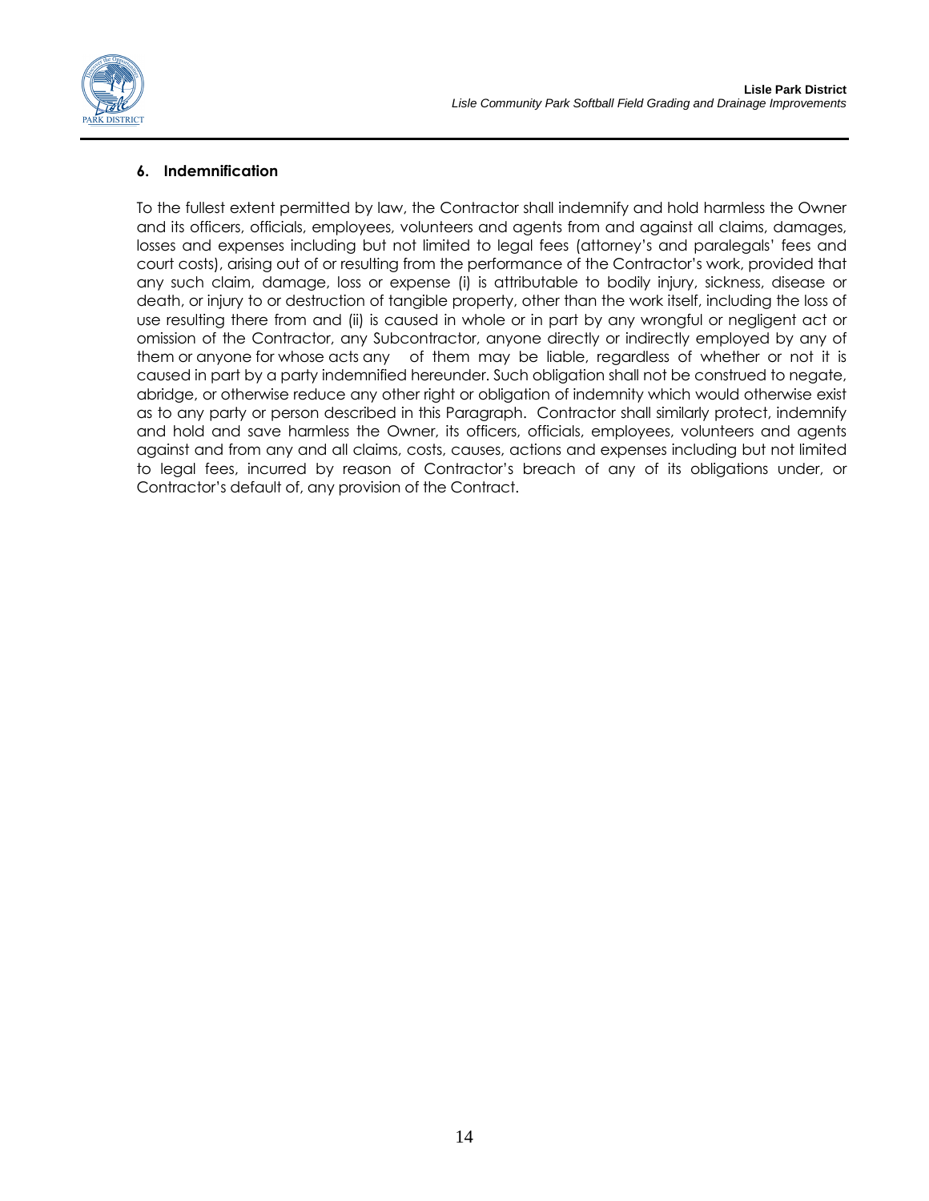### 6. Indemnification

To the fullest extent permitted by law, the Contractor shall indemnify and hold harmless the Owner and its officers, officials, employees, volunteers and agents from and against all claims, damages, losses and expenses including but not limited to legal fees (attorney's and paralegals' fees and court costs), arising out of or resulting from the performance of the Contractor's work, provided that any such claim, damage, loss or expense (i) is attributable to bodily injury, sickness, disease or death, or injury to or destruction of tangible property, other than the work itself, including the loss of use resulting there from and (ii) is caused in whole or in part by any wrongful or negligent act or omission of the Contractor, any Subcontractor, anyone directly or indirectly employed by any of them or anyone for whose acts any of them may be liable, regardless of whether or not it is caused in part by a party indemnified hereunder. Such obligation shall not be construed to negate, abridge, or otherwise reduce any other right or obligation of indemnity which would otherwise exist as to any party or person described in this Paragraph. Contractor shall similarly protect, indemnify and hold and save harmless the Owner, its officers, officials, employees, volunteers and agents against and from any and all claims, costs, causes, actions and expenses including but not limited to legal fees, incurred by reason of Contractor's breach of any of its obligations under, or Contractor's default of, any provision of the Contract.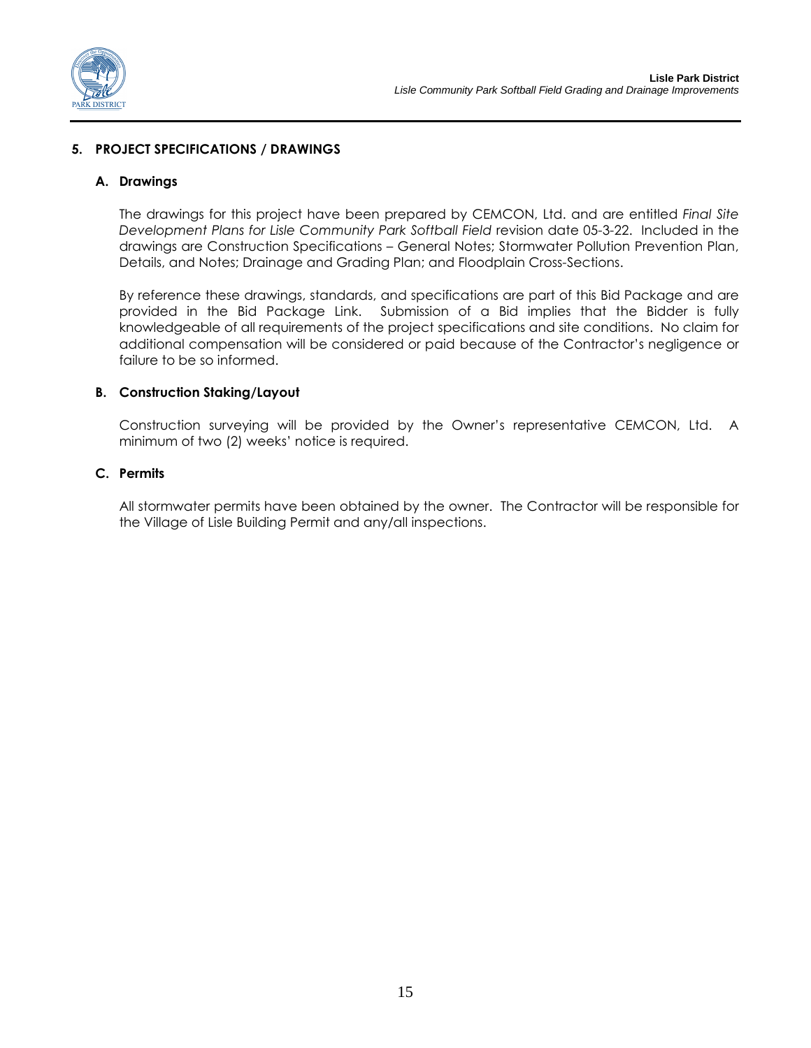## 5. PROJECT SPECIFICATIONS / DRAWINGS

### A. Drawings

The drawings for this project have been prepared by CEMCON, Ltd. and are entitled *Final Site Development Plans for Lisle Community Park Softball Field* revision date 05-3-22. Included in the drawings are Construction Specifications – General Notes; Stormwater Pollution Prevention Plan, Details, and Notes; Drainage and Grading Plan; and Floodplain Cross-Sections.

By reference these drawings, standards, and specifications are part of this Bid Package and are provided in the Bid Package Link. Submission of a Bid implies that the Bidder is fully knowledgeable of all requirements of the project specifications and site conditions. No claim for additional compensation will be considered or paid because of the Contractor's negligence or failure to be so informed.

### B. Construction Staking/Layout

Construction surveying will be provided by the Owner's representative CEMCON, Ltd. A minimum of two (2) weeks' notice is required.

### C. Permits

All stormwater permits have been obtained by the owner. The Contractor will be responsible for the Village of Lisle Building Permit and any/all inspections.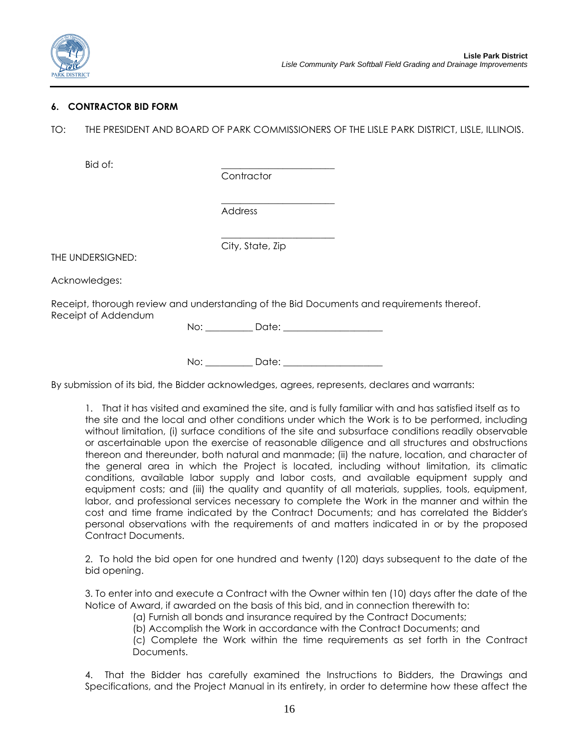## 6. CONTRACTOR BID FORM

TO: THE PRESIDENT AND BOARD OF PARK COMMISSIONERS OF THE LISLE PARK DISTRICT, LISLE, ILLINOIS.

Bid of: ________________________
Contractor

________________________
Address

________________________
City, State, Zip

THE UNDERSIGNED:

Acknowledges:

Receipt, thorough review and understanding of the Bid Documents and requirements thereof.
Receipt of Addendum

No: __________ Date: ____________________

No: __________ Date: ____________________

By submission of its bid, the Bidder acknowledges, agrees, represents, declares and warrants:

1. That it has visited and examined the site, and is fully familiar with and has satisfied itself as to the site and the local and other conditions under which the Work is to be performed, including without limitation, (i) surface conditions of the site and subsurface conditions readily observable or ascertainable upon the exercise of reasonable diligence and all structures and obstructions thereon and thereunder, both natural and manmade; (ii) the nature, location, and character of the general area in which the Project is located, including without limitation, its climatic conditions, available labor supply and labor costs, and available equipment supply and equipment costs; and (iii) the quality and quantity of all materials, supplies, tools, equipment, labor, and professional services necessary to complete the Work in the manner and within the cost and time frame indicated by the Contract Documents; and has correlated the Bidder's personal observations with the requirements of and matters indicated in or by the proposed Contract Documents.

2. To hold the bid open for one hundred and twenty (120) days subsequent to the date of the bid opening.

3. To enter into and execute a Contract with the Owner within ten (10) days after the date of the Notice of Award, if awarded on the basis of this bid, and in connection therewith to:

(a) Furnish all bonds and insurance required by the Contract Documents;
(b) Accomplish the Work in accordance with the Contract Documents; and
(c) Complete the Work within the time requirements as set forth in the Contract Documents.

4. That the Bidder has carefully examined the Instructions to Bidders, the Drawings and Specifications, and the Project Manual in its entirety, in order to determine how these affect the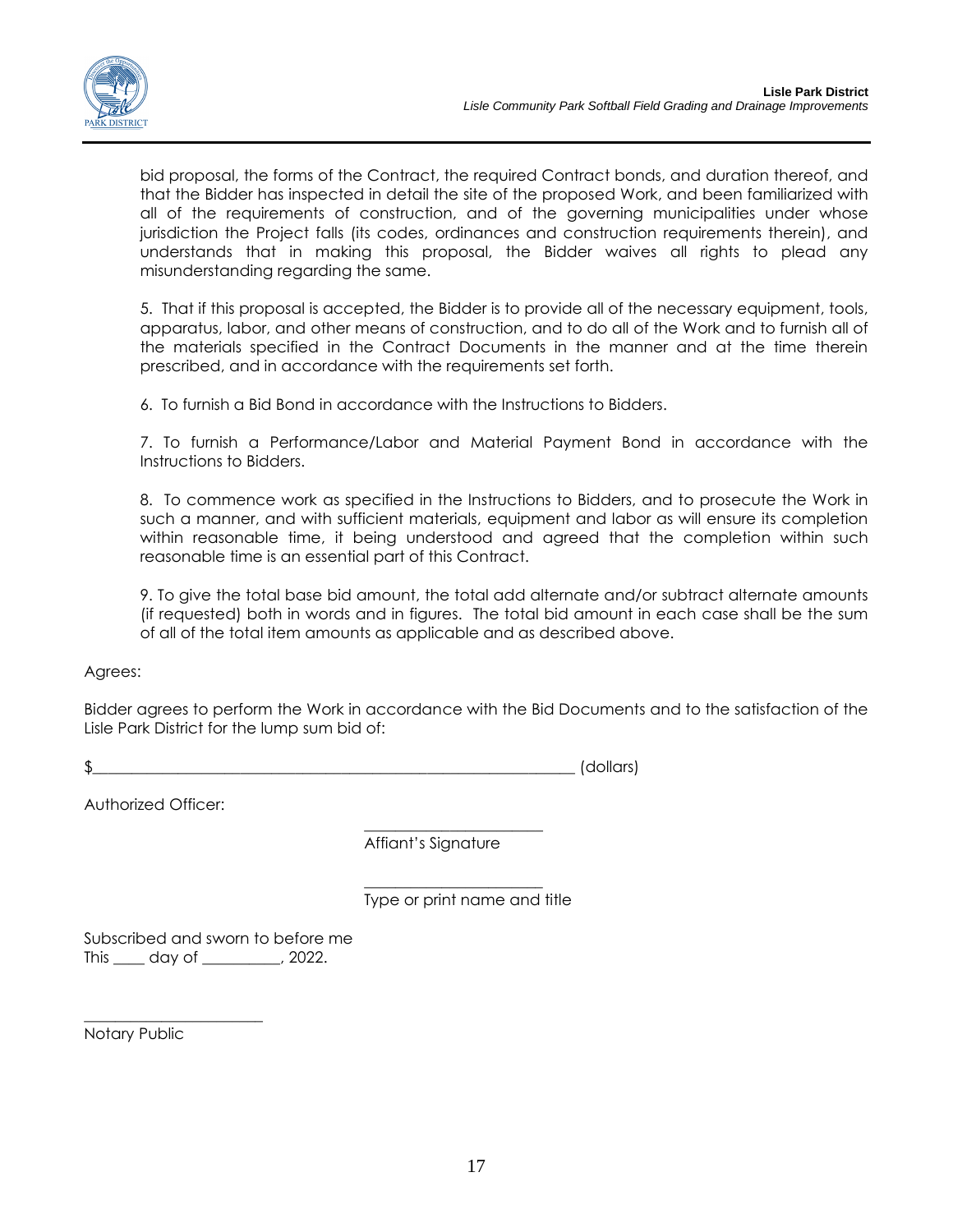bid proposal, the forms of the Contract, the required Contract bonds, and duration thereof, and that the Bidder has inspected in detail the site of the proposed Work, and been familiarized with all of the requirements of construction, and of the governing municipalities under whose jurisdiction the Project falls (its codes, ordinances and construction requirements therein), and understands that in making this proposal, the Bidder waives all rights to plead any misunderstanding regarding the same.

5. That if this proposal is accepted, the Bidder is to provide all of the necessary equipment, tools, apparatus, labor, and other means of construction, and to do all of the Work and to furnish all of the materials specified in the Contract Documents in the manner and at the time therein prescribed, and in accordance with the requirements set forth.

6. To furnish a Bid Bond in accordance with the Instructions to Bidders.

7. To furnish a Performance/Labor and Material Payment Bond in accordance with the Instructions to Bidders.

8. To commence work as specified in the Instructions to Bidders, and to prosecute the Work in such a manner, and with sufficient materials, equipment and labor as will ensure its completion within reasonable time, it being understood and agreed that the completion within such reasonable time is an essential part of this Contract.

9. To give the total base bid amount, the total add alternate and/or subtract alternate amounts (if requested) both in words and in figures. The total bid amount in each case shall be the sum of all of the total item amounts as applicable and as described above.

Agrees:

Bidder agrees to perform the Work in accordance with the Bid Documents and to the satisfaction of the Lisle Park District for the lump sum bid of:

$_________________________________________________________________ (dollars)

Authorized Officer:

_______________________
Affiant's Signature

_______________________
Type or print name and title

Subscribed and sworn to before me
This ____ day of __________, 2022.

_______________________
Notary Public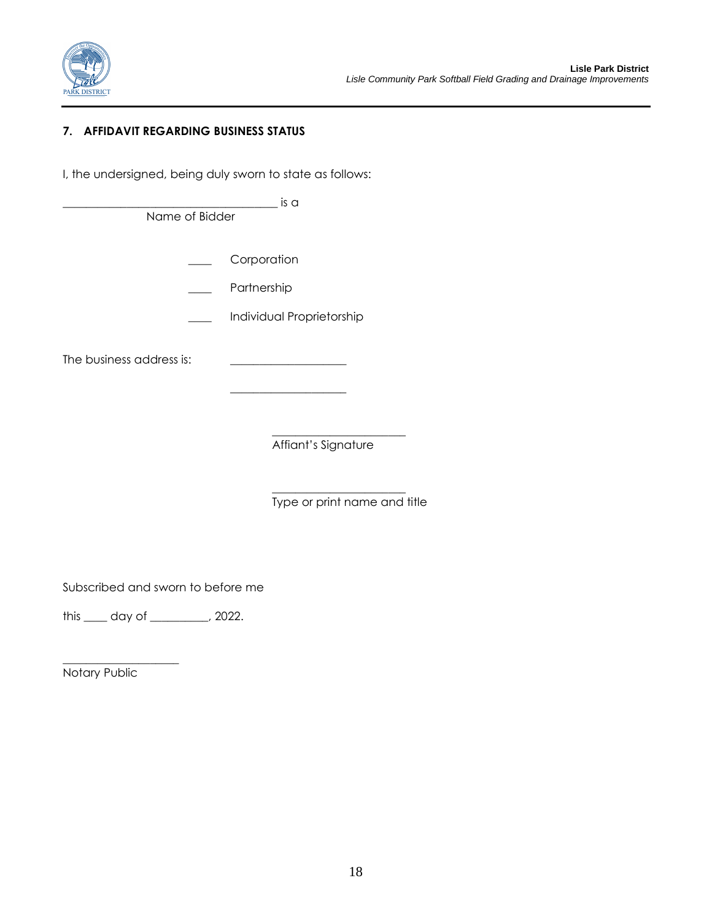## 7. AFFIDAVIT REGARDING BUSINESS STATUS

I, the undersigned, being duly sworn to state as follows:

_____________________________________ is a
Name of Bidder

____ Corporation

____ Partnership

____ Individual Proprietorship

The business address is: ____________________

____________________

_______________________
Affiant's Signature

_______________________
Type or print name and title

Subscribed and sworn to before me

this ____ day of __________, 2022.

____________________
Notary Public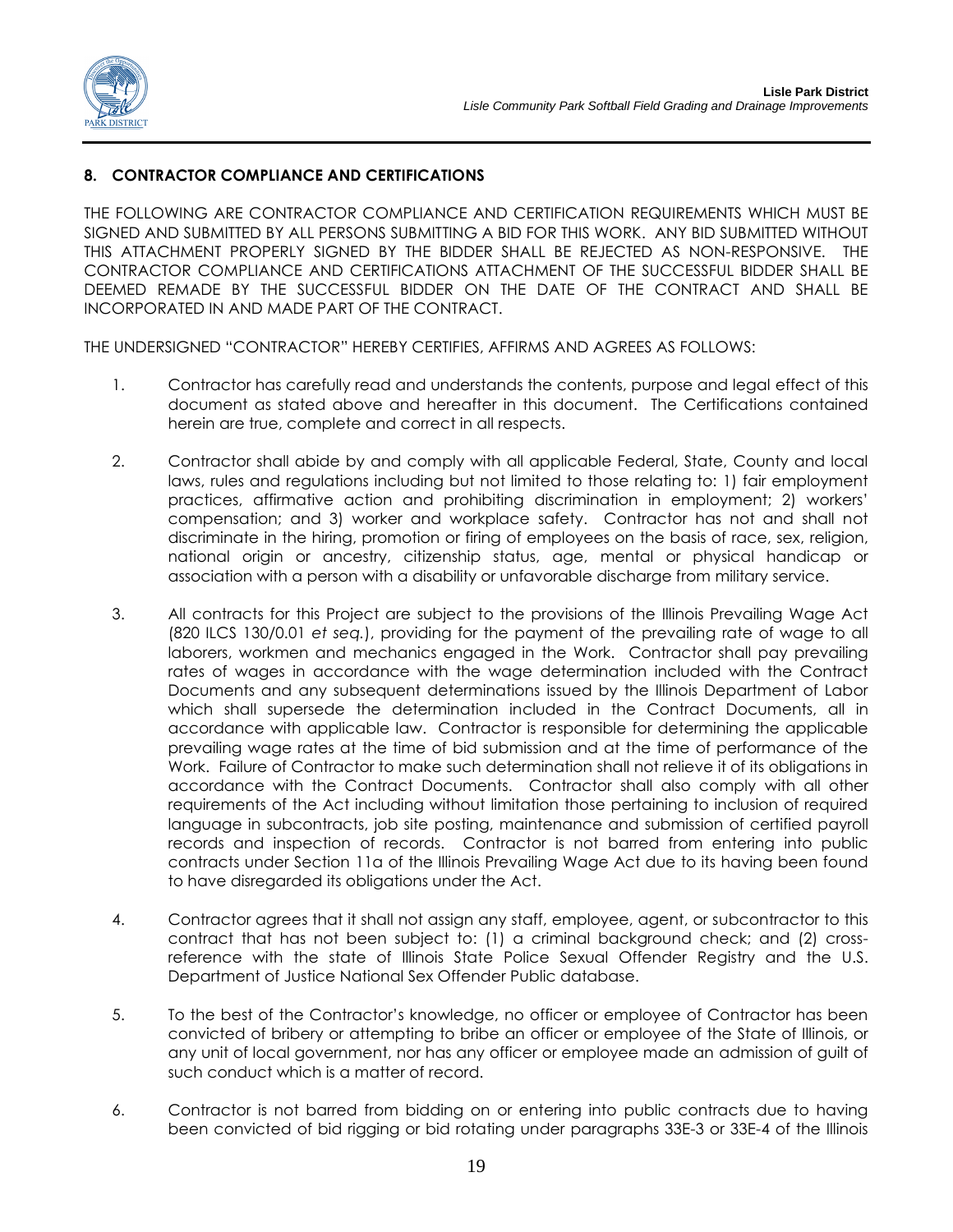## 8. CONTRACTOR COMPLIANCE AND CERTIFICATIONS

THE FOLLOWING ARE CONTRACTOR COMPLIANCE AND CERTIFICATION REQUIREMENTS WHICH MUST BE SIGNED AND SUBMITTED BY ALL PERSONS SUBMITTING A BID FOR THIS WORK. ANY BID SUBMITTED WITHOUT THIS ATTACHMENT PROPERLY SIGNED BY THE BIDDER SHALL BE REJECTED AS NON-RESPONSIVE. THE CONTRACTOR COMPLIANCE AND CERTIFICATIONS ATTACHMENT OF THE SUCCESSFUL BIDDER SHALL BE DEEMED REMADE BY THE SUCCESSFUL BIDDER ON THE DATE OF THE CONTRACT AND SHALL BE INCORPORATED IN AND MADE PART OF THE CONTRACT.

THE UNDERSIGNED "CONTRACTOR" HEREBY CERTIFIES, AFFIRMS AND AGREES AS FOLLOWS:

1. Contractor has carefully read and understands the contents, purpose and legal effect of this document as stated above and hereafter in this document. The Certifications contained herein are true, complete and correct in all respects.

2. Contractor shall abide by and comply with all applicable Federal, State, County and local laws, rules and regulations including but not limited to those relating to: 1) fair employment practices, affirmative action and prohibiting discrimination in employment; 2) workers' compensation; and 3) worker and workplace safety. Contractor has not and shall not discriminate in the hiring, promotion or firing of employees on the basis of race, sex, religion, national origin or ancestry, citizenship status, age, mental or physical handicap or association with a person with a disability or unfavorable discharge from military service.

3. All contracts for this Project are subject to the provisions of the Illinois Prevailing Wage Act (820 ILCS 130/0.01 *et seq.*), providing for the payment of the prevailing rate of wage to all laborers, workmen and mechanics engaged in the Work. Contractor shall pay prevailing rates of wages in accordance with the wage determination included with the Contract Documents and any subsequent determinations issued by the Illinois Department of Labor which shall supersede the determination included in the Contract Documents, all in accordance with applicable law. Contractor is responsible for determining the applicable prevailing wage rates at the time of bid submission and at the time of performance of the Work. Failure of Contractor to make such determination shall not relieve it of its obligations in accordance with the Contract Documents. Contractor shall also comply with all other requirements of the Act including without limitation those pertaining to inclusion of required language in subcontracts, job site posting, maintenance and submission of certified payroll records and inspection of records. Contractor is not barred from entering into public contracts under Section 11a of the Illinois Prevailing Wage Act due to its having been found to have disregarded its obligations under the Act.

4. Contractor agrees that it shall not assign any staff, employee, agent, or subcontractor to this contract that has not been subject to: (1) a criminal background check; and (2) cross-reference with the state of Illinois State Police Sexual Offender Registry and the U.S. Department of Justice National Sex Offender Public database.

5. To the best of the Contractor's knowledge, no officer or employee of Contractor has been convicted of bribery or attempting to bribe an officer or employee of the State of Illinois, or any unit of local government, nor has any officer or employee made an admission of guilt of such conduct which is a matter of record.

6. Contractor is not barred from bidding on or entering into public contracts due to having been convicted of bid rigging or bid rotating under paragraphs 33E-3 or 33E-4 of the Illinois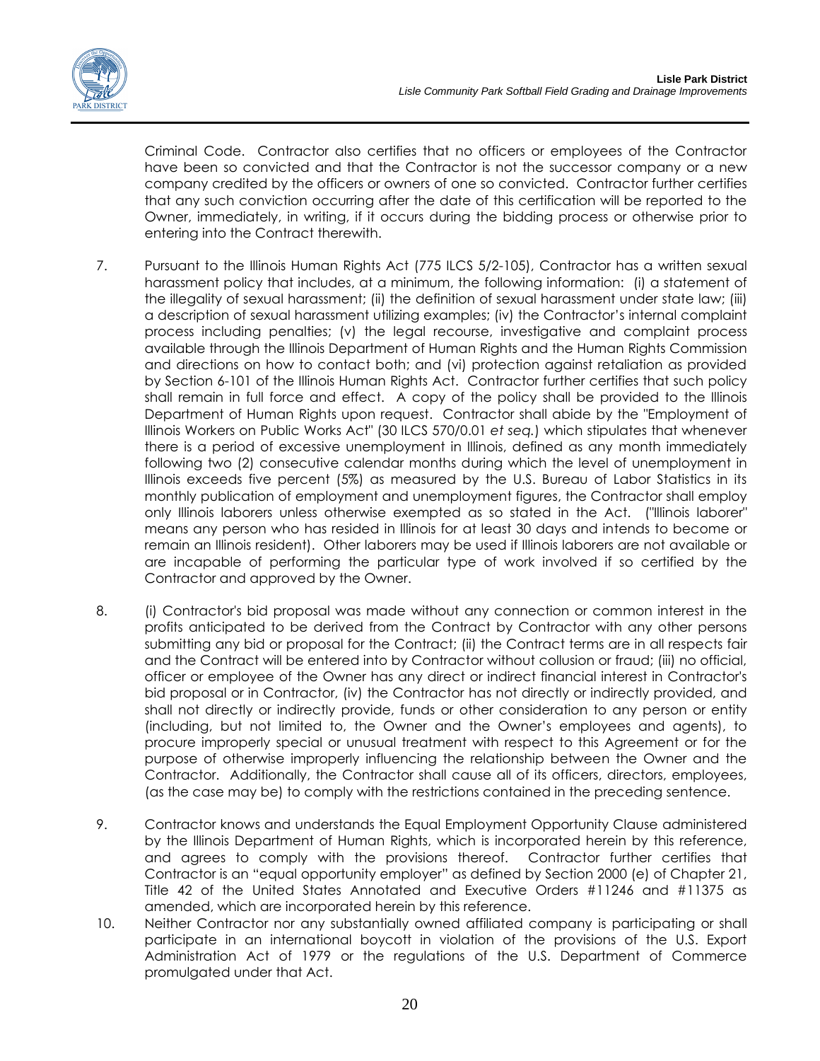Criminal Code. Contractor also certifies that no officers or employees of the Contractor have been so convicted and that the Contractor is not the successor company or a new company credited by the officers or owners of one so convicted. Contractor further certifies that any such conviction occurring after the date of this certification will be reported to the Owner, immediately, in writing, if it occurs during the bidding process or otherwise prior to entering into the Contract therewith.

7. Pursuant to the Illinois Human Rights Act (775 ILCS 5/2-105), Contractor has a written sexual harassment policy that includes, at a minimum, the following information: (i) a statement of the illegality of sexual harassment; (ii) the definition of sexual harassment under state law; (iii) a description of sexual harassment utilizing examples; (iv) the Contractor's internal complaint process including penalties; (v) the legal recourse, investigative and complaint process available through the Illinois Department of Human Rights and the Human Rights Commission and directions on how to contact both; and (vi) protection against retaliation as provided by Section 6-101 of the Illinois Human Rights Act. Contractor further certifies that such policy shall remain in full force and effect. A copy of the policy shall be provided to the Illinois Department of Human Rights upon request. Contractor shall abide by the "Employment of Illinois Workers on Public Works Act" (30 ILCS 570/0.01 *et seq.*) which stipulates that whenever there is a period of excessive unemployment in Illinois, defined as any month immediately following two (2) consecutive calendar months during which the level of unemployment in Illinois exceeds five percent (5%) as measured by the U.S. Bureau of Labor Statistics in its monthly publication of employment and unemployment figures, the Contractor shall employ only Illinois laborers unless otherwise exempted as so stated in the Act. ("Illinois laborer" means any person who has resided in Illinois for at least 30 days and intends to become or remain an Illinois resident). Other laborers may be used if Illinois laborers are not available or are incapable of performing the particular type of work involved if so certified by the Contractor and approved by the Owner.

8. (i) Contractor's bid proposal was made without any connection or common interest in the profits anticipated to be derived from the Contract by Contractor with any other persons submitting any bid or proposal for the Contract; (ii) the Contract terms are in all respects fair and the Contract will be entered into by Contractor without collusion or fraud; (iii) no official, officer or employee of the Owner has any direct or indirect financial interest in Contractor's bid proposal or in Contractor, (iv) the Contractor has not directly or indirectly provided, and shall not directly or indirectly provide, funds or other consideration to any person or entity (including, but not limited to, the Owner and the Owner's employees and agents), to procure improperly special or unusual treatment with respect to this Agreement or for the purpose of otherwise improperly influencing the relationship between the Owner and the Contractor. Additionally, the Contractor shall cause all of its officers, directors, employees, (as the case may be) to comply with the restrictions contained in the preceding sentence.

9. Contractor knows and understands the Equal Employment Opportunity Clause administered by the Illinois Department of Human Rights, which is incorporated herein by this reference, and agrees to comply with the provisions thereof. Contractor further certifies that Contractor is an "equal opportunity employer" as defined by Section 2000 (e) of Chapter 21, Title 42 of the United States Annotated and Executive Orders #11246 and #11375 as amended, which are incorporated herein by this reference.

10. Neither Contractor nor any substantially owned affiliated company is participating or shall participate in an international boycott in violation of the provisions of the U.S. Export Administration Act of 1979 or the regulations of the U.S. Department of Commerce promulgated under that Act.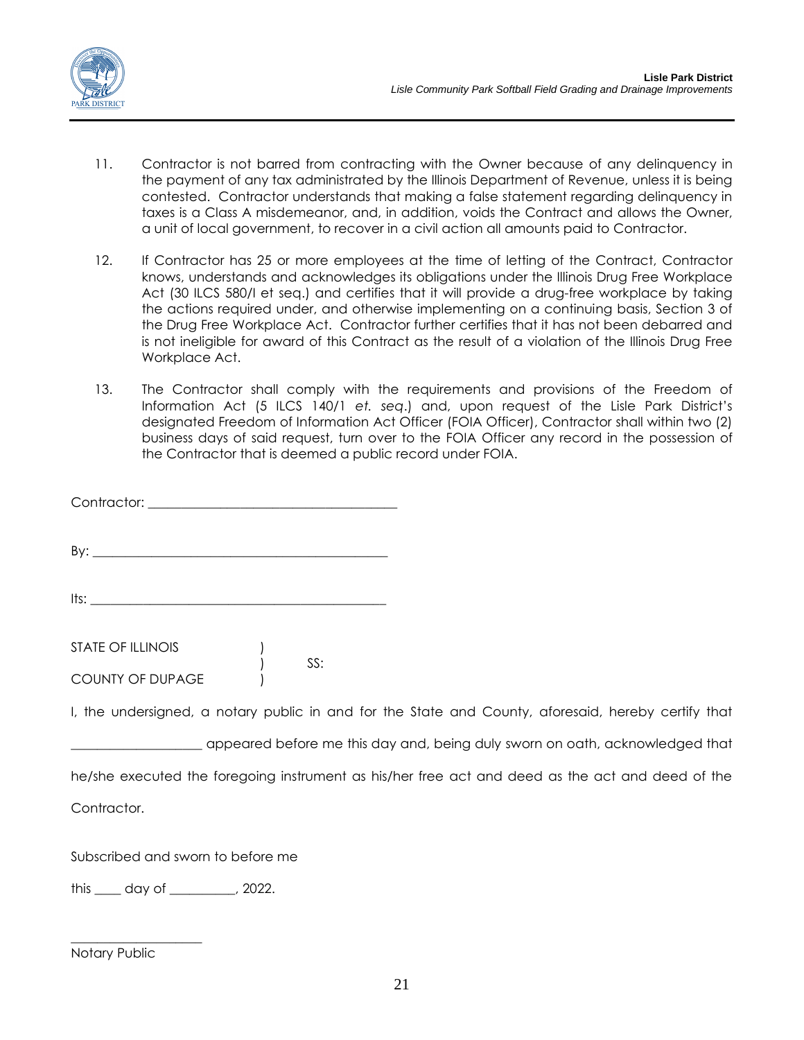11. Contractor is not barred from contracting with the Owner because of any delinquency in the payment of any tax administrated by the Illinois Department of Revenue, unless it is being contested. Contractor understands that making a false statement regarding delinquency in taxes is a Class A misdemeanor, and, in addition, voids the Contract and allows the Owner, a unit of local government, to recover in a civil action all amounts paid to Contractor.

12. If Contractor has 25 or more employees at the time of letting of the Contract, Contractor knows, understands and acknowledges its obligations under the Illinois Drug Free Workplace Act (30 ILCS 580/l et seq.) and certifies that it will provide a drug-free workplace by taking the actions required under, and otherwise implementing on a continuing basis, Section 3 of the Drug Free Workplace Act. Contractor further certifies that it has not been debarred and is not ineligible for award of this Contract as the result of a violation of the Illinois Drug Free Workplace Act.

13. The Contractor shall comply with the requirements and provisions of the Freedom of Information Act (5 ILCS 140/1 *et. seq*.) and, upon request of the Lisle Park District's designated Freedom of Information Act Officer (FOIA Officer), Contractor shall within two (2) business days of said request, turn over to the FOIA Officer any record in the possession of the Contractor that is deemed a public record under FOIA.

Contractor: ____________________________________

By: ____________________________________________

Its: ____________________________________________

STATE OF ILLINOIS )
) SS:
COUNTY OF DUPAGE )

I, the undersigned, a notary public in and for the State and County, aforesaid, hereby certify that ___________________ appeared before me this day and, being duly sworn on oath, acknowledged that he/she executed the foregoing instrument as his/her free act and deed as the act and deed of the Contractor.

Subscribed and sworn to before me

this ____ day of __________, 2022.

____________________
Notary Public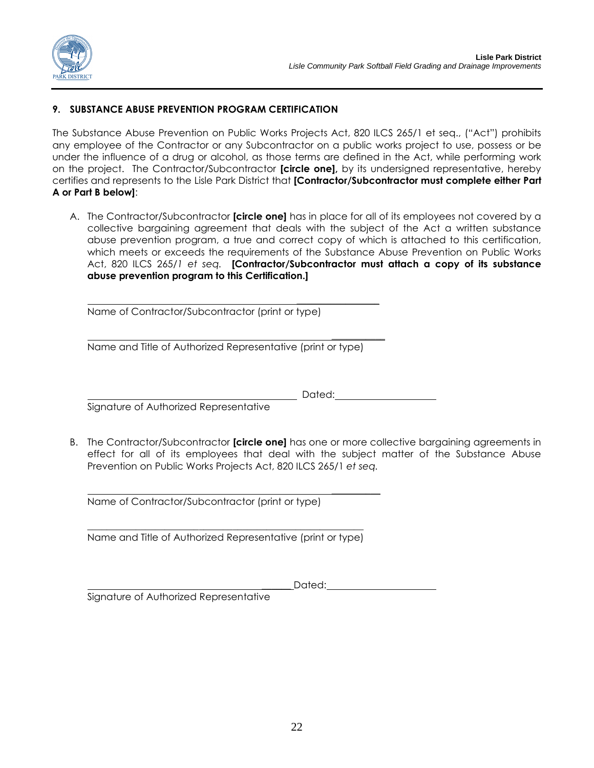## 9. SUBSTANCE ABUSE PREVENTION PROGRAM CERTIFICATION

The Substance Abuse Prevention on Public Works Projects Act, 820 ILCS 265/1 et seq., ("Act") prohibits any employee of the Contractor or any Subcontractor on a public works project to use, possess or be under the influence of a drug or alcohol, as those terms are defined in the Act, while performing work on the project. The Contractor/Subcontractor **[circle one],** by its undersigned representative, hereby certifies and represents to the Lisle Park District that **[Contractor/Subcontractor must complete either Part A or Part B below]**:

A. The Contractor/Subcontractor **[circle one]** has in place for all of its employees not covered by a collective bargaining agreement that deals with the subject of the Act a written substance abuse prevention program, a true and correct copy of which is attached to this certification, which meets or exceeds the requirements of the Substance Abuse Prevention on Public Works Act, 820 ILCS 265/*1 et seq.* **[Contractor/Subcontractor must attach a copy of its substance abuse prevention program to this Certification.]**

_______________________________________________
Name of Contractor/Subcontractor (print or type)

_______________________________________________
Name and Title of Authorized Representative (print or type)

_______________________________________________ Dated:____________________
Signature of Authorized Representative

B. The Contractor/Subcontractor **[circle one]** has one or more collective bargaining agreements in effect for all of its employees that deal with the subject matter of the Substance Abuse Prevention on Public Works Projects Act, 820 ILCS 265/1 *et seq.*

_______________________________________________
Name of Contractor/Subcontractor (print or type)

_______________________________________________
Name and Title of Authorized Representative (print or type)

_______________________________________________ Dated:____________________
Signature of Authorized Representative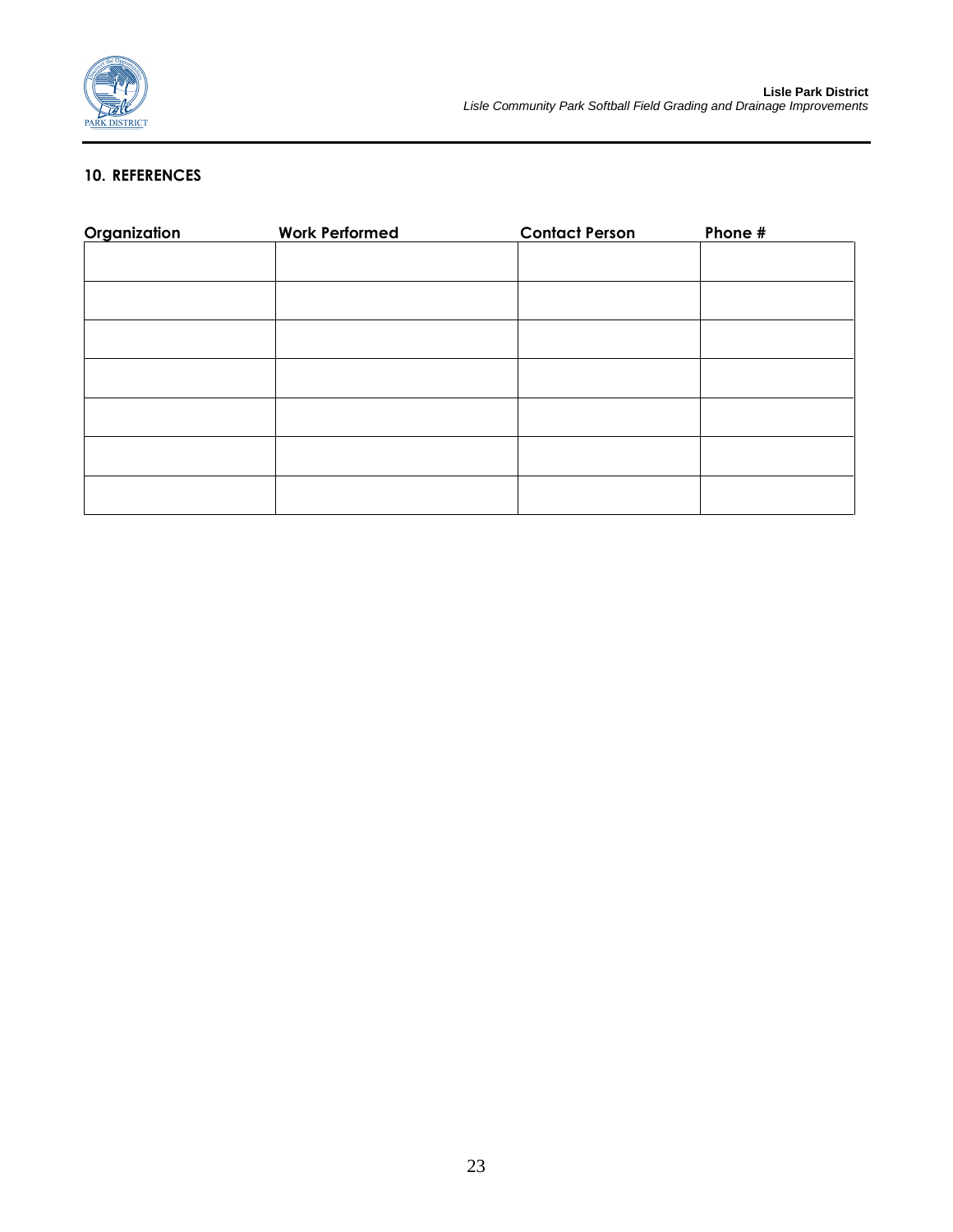## 10. REFERENCES

| Organization | Work Performed | Contact Person | Phone # |
|---|---|---|---|
| | | | |
| | | | |
| | | | |
| | | | |
| | | | |
| | | | |
| | | | |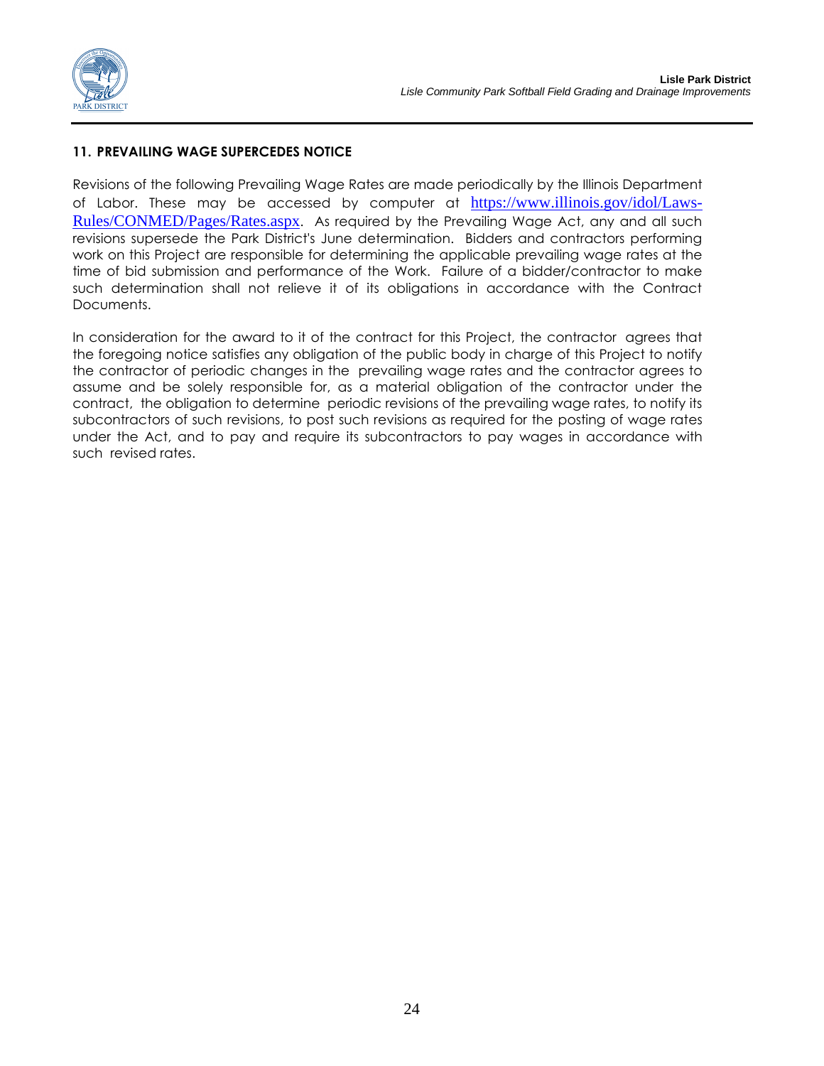## 11. PREVAILING WAGE SUPERCEDES NOTICE

Revisions of the following Prevailing Wage Rates are made periodically by the Illinois Department of Labor. These may be accessed by computer at https://www.illinois.gov/idol/Laws-Rules/CONMED/Pages/Rates.aspx. As required by the Prevailing Wage Act, any and all such revisions supersede the Park District's June determination. Bidders and contractors performing work on this Project are responsible for determining the applicable prevailing wage rates at the time of bid submission and performance of the Work. Failure of a bidder/contractor to make such determination shall not relieve it of its obligations in accordance with the Contract Documents.

In consideration for the award to it of the contract for this Project, the contractor agrees that the foregoing notice satisfies any obligation of the public body in charge of this Project to notify the contractor of periodic changes in the prevailing wage rates and the contractor agrees to assume and be solely responsible for, as a material obligation of the contractor under the contract, the obligation to determine periodic revisions of the prevailing wage rates, to notify its subcontractors of such revisions, to post such revisions as required for the posting of wage rates under the Act, and to pay and require its subcontractors to pay wages in accordance with such revised rates.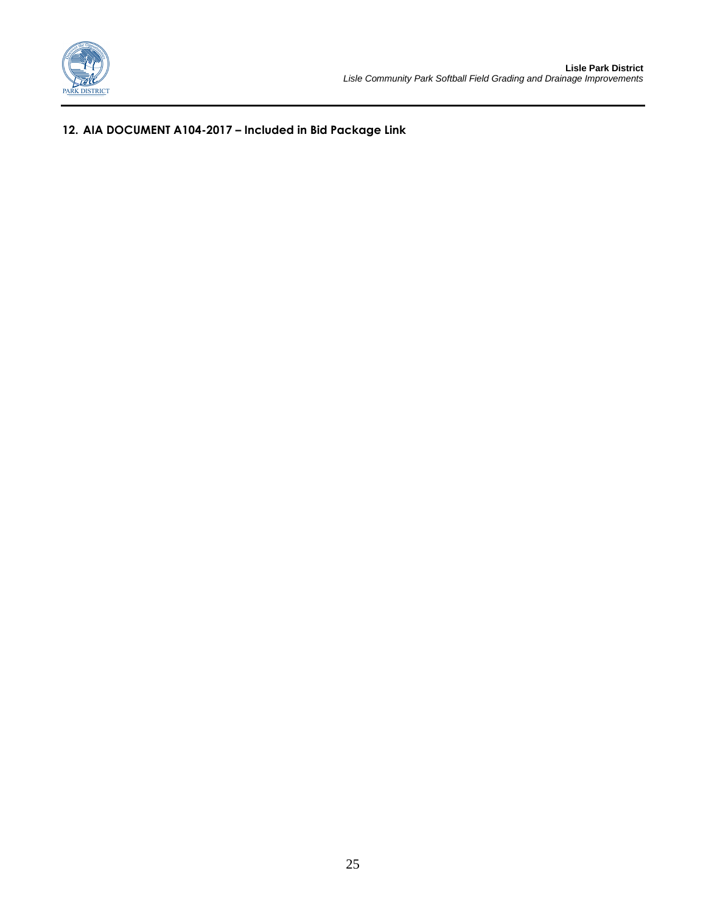## 12. AIA DOCUMENT A104-2017 – Included in Bid Package Link